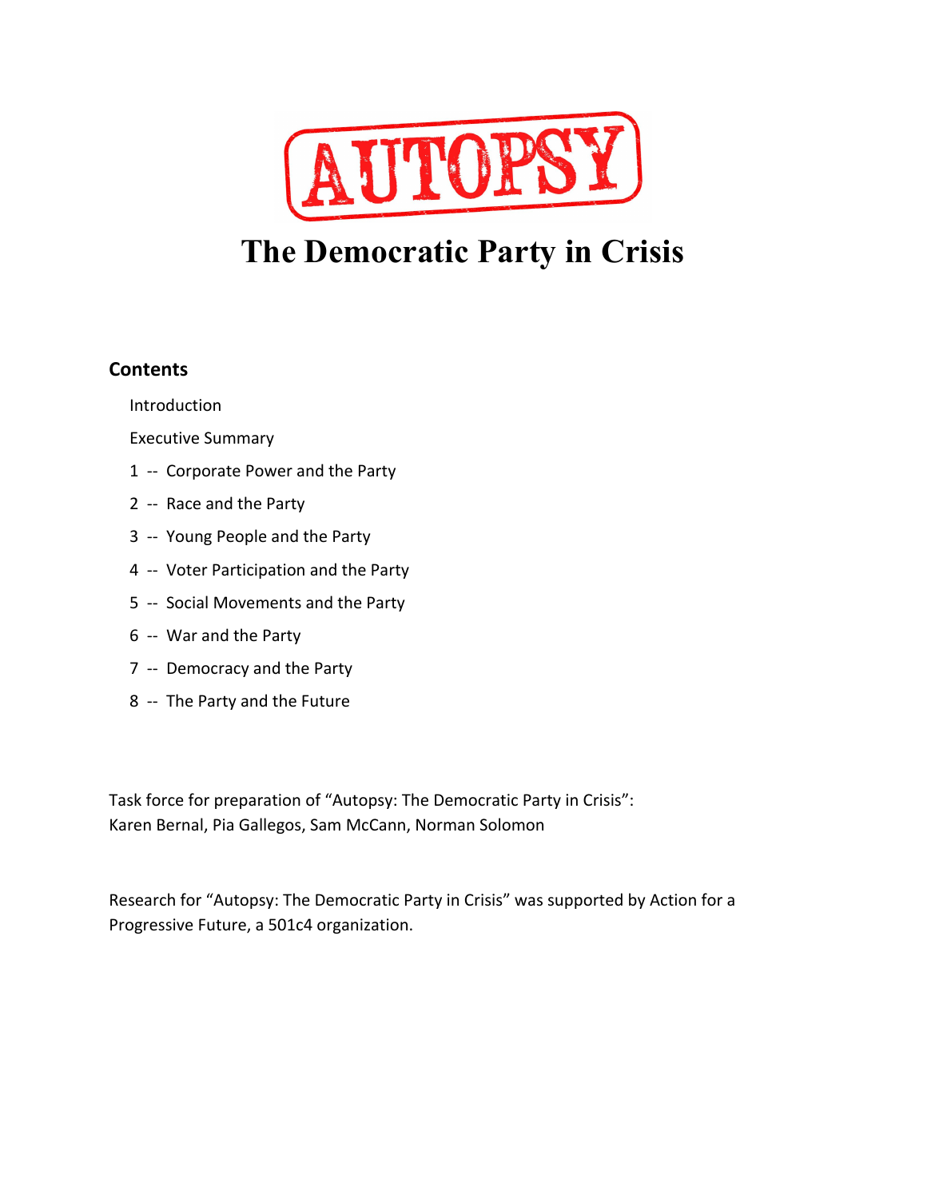# AUTOPSY

# The Democratic Party in Crisis

## Contents

Introduction

Executive Summary

1 -- Corporate Power and the Party

2 -- Race and the Party

3 -- Young People and the Party

4 -- Voter Participation and the Party

5 -- Social Movements and the Party

6 -- War and the Party

7 -- Democracy and the Party

8 -- The Party and the Future

Task force for preparation of "Autopsy: The Democratic Party in Crisis":
Karen Bernal, Pia Gallegos, Sam McCann, Norman Solomon

Research for "Autopsy: The Democratic Party in Crisis" was supported by Action for a Progressive Future, a 501c4 organization.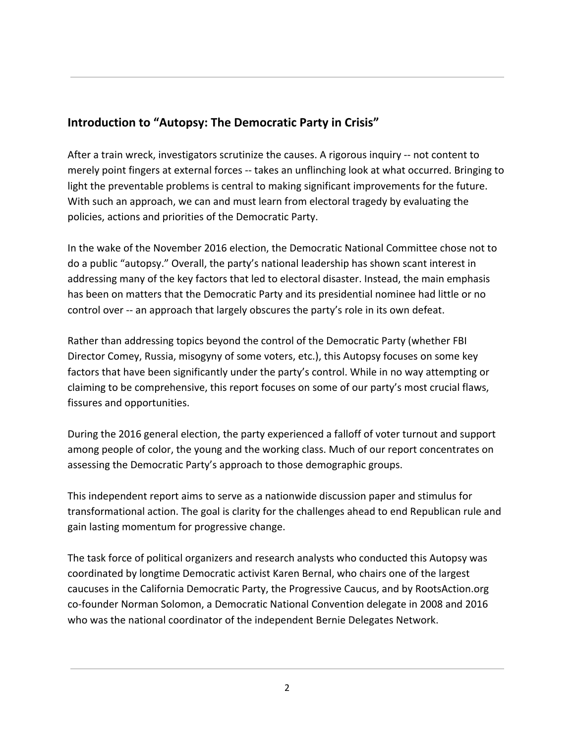## Introduction to "Autopsy: The Democratic Party in Crisis"

After a train wreck, investigators scrutinize the causes. A rigorous inquiry -- not content to merely point fingers at external forces -- takes an unflinching look at what occurred. Bringing to light the preventable problems is central to making significant improvements for the future. With such an approach, we can and must learn from electoral tragedy by evaluating the policies, actions and priorities of the Democratic Party.

In the wake of the November 2016 election, the Democratic National Committee chose not to do a public "autopsy." Overall, the party's national leadership has shown scant interest in addressing many of the key factors that led to electoral disaster. Instead, the main emphasis has been on matters that the Democratic Party and its presidential nominee had little or no control over -- an approach that largely obscures the party's role in its own defeat.

Rather than addressing topics beyond the control of the Democratic Party (whether FBI Director Comey, Russia, misogyny of some voters, etc.), this Autopsy focuses on some key factors that have been significantly under the party's control. While in no way attempting or claiming to be comprehensive, this report focuses on some of our party's most crucial flaws, fissures and opportunities.

During the 2016 general election, the party experienced a falloff of voter turnout and support among people of color, the young and the working class. Much of our report concentrates on assessing the Democratic Party's approach to those demographic groups.

This independent report aims to serve as a nationwide discussion paper and stimulus for transformational action. The goal is clarity for the challenges ahead to end Republican rule and gain lasting momentum for progressive change.

The task force of political organizers and research analysts who conducted this Autopsy was coordinated by longtime Democratic activist Karen Bernal, who chairs one of the largest caucuses in the California Democratic Party, the Progressive Caucus, and by RootsAction.org co-founder Norman Solomon, a Democratic National Convention delegate in 2008 and 2016 who was the national coordinator of the independent Bernie Delegates Network.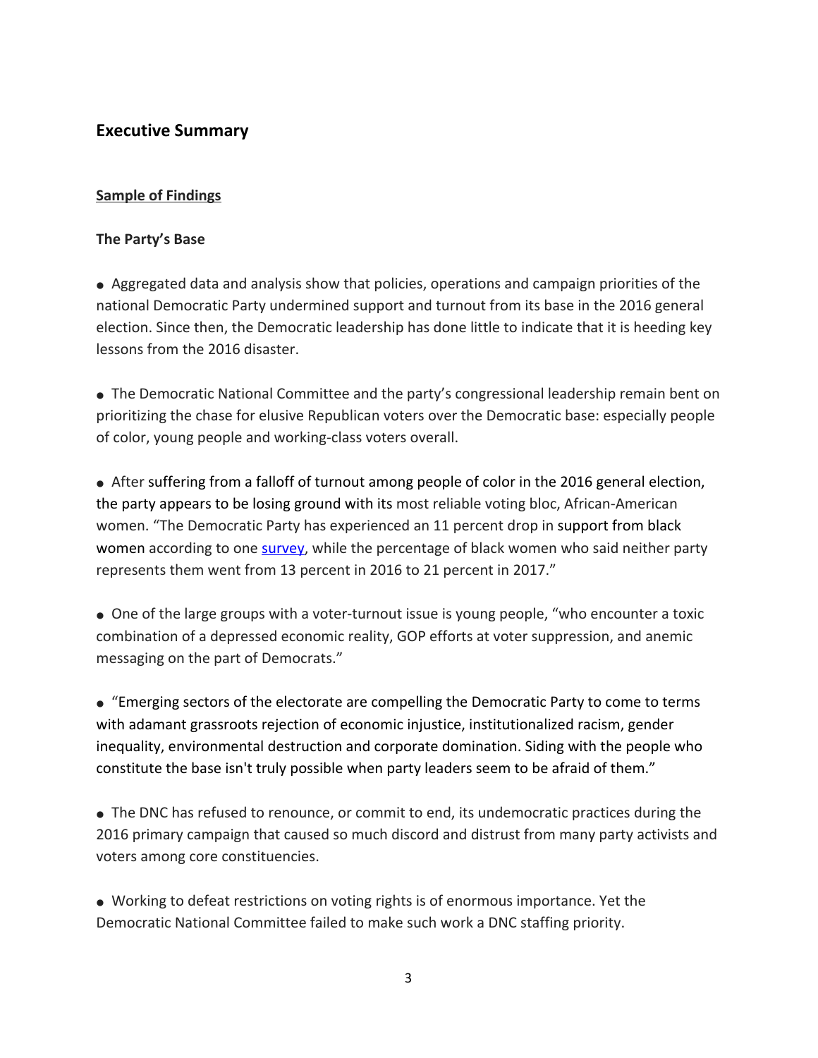## Executive Summary

### Sample of Findings

### The Party's Base

- Aggregated data and analysis show that policies, operations and campaign priorities of the national Democratic Party undermined support and turnout from its base in the 2016 general election. Since then, the Democratic leadership has done little to indicate that it is heeding key lessons from the 2016 disaster.

- The Democratic National Committee and the party's congressional leadership remain bent on prioritizing the chase for elusive Republican voters over the Democratic base: especially people of color, young people and working-class voters overall.

- After suffering from a falloff of turnout among people of color in the 2016 general election, the party appears to be losing ground with its most reliable voting bloc, African-American women. "The Democratic Party has experienced an 11 percent drop in support from black women according to one [survey](), while the percentage of black women who said neither party represents them went from 13 percent in 2016 to 21 percent in 2017."

- One of the large groups with a voter-turnout issue is young people, "who encounter a toxic combination of a depressed economic reality, GOP efforts at voter suppression, and anemic messaging on the part of Democrats."

- "Emerging sectors of the electorate are compelling the Democratic Party to come to terms with adamant grassroots rejection of economic injustice, institutionalized racism, gender inequality, environmental destruction and corporate domination. Siding with the people who constitute the base isn't truly possible when party leaders seem to be afraid of them."

- The DNC has refused to renounce, or commit to end, its undemocratic practices during the 2016 primary campaign that caused so much discord and distrust from many party activists and voters among core constituencies.

- Working to defeat restrictions on voting rights is of enormous importance. Yet the Democratic National Committee failed to make such work a DNC staffing priority.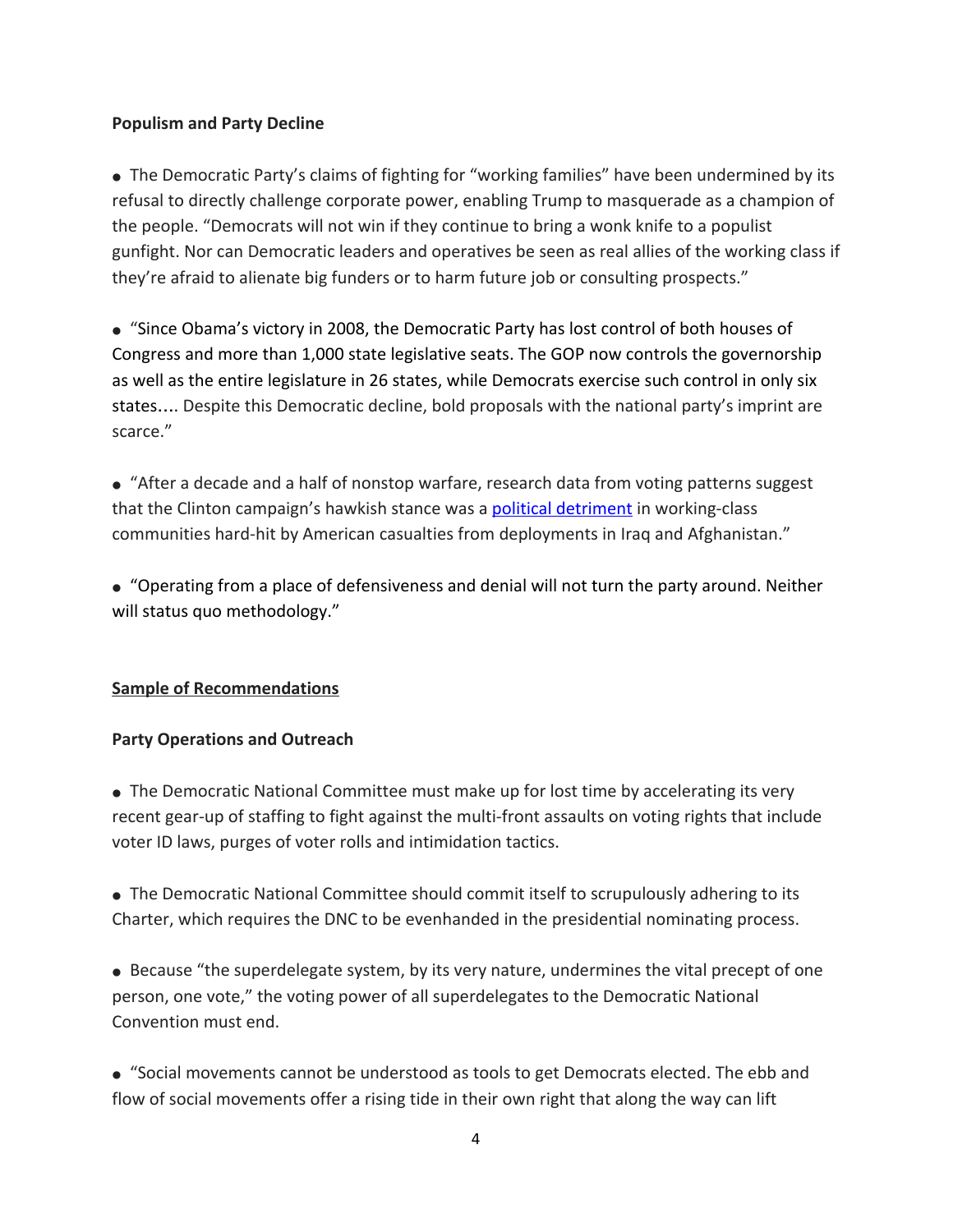**Populism and Party Decline**

- The Democratic Party's claims of fighting for "working families" have been undermined by its refusal to directly challenge corporate power, enabling Trump to masquerade as a champion of the people. "Democrats will not win if they continue to bring a wonk knife to a populist gunfight. Nor can Democratic leaders and operatives be seen as real allies of the working class if they're afraid to alienate big funders or to harm future job or consulting prospects."

- "Since Obama's victory in 2008, the Democratic Party has lost control of both houses of Congress and more than 1,000 state legislative seats. The GOP now controls the governorship as well as the entire legislature in 26 states, while Democrats exercise such control in only six states…. Despite this Democratic decline, bold proposals with the national party's imprint are scarce."

- "After a decade and a half of nonstop warfare, research data from voting patterns suggest that the Clinton campaign's hawkish stance was a political detriment in working-class communities hard-hit by American casualties from deployments in Iraq and Afghanistan."

- "Operating from a place of defensiveness and denial will not turn the party around. Neither will status quo methodology."

**Sample of Recommendations**

**Party Operations and Outreach**

- The Democratic National Committee must make up for lost time by accelerating its very recent gear-up of staffing to fight against the multi-front assaults on voting rights that include voter ID laws, purges of voter rolls and intimidation tactics.

- The Democratic National Committee should commit itself to scrupulously adhering to its Charter, which requires the DNC to be evenhanded in the presidential nominating process.

- Because "the superdelegate system, by its very nature, undermines the vital precept of one person, one vote," the voting power of all superdelegates to the Democratic National Convention must end.

- "Social movements cannot be understood as tools to get Democrats elected. The ebb and flow of social movements offer a rising tide in their own right that along the way can lift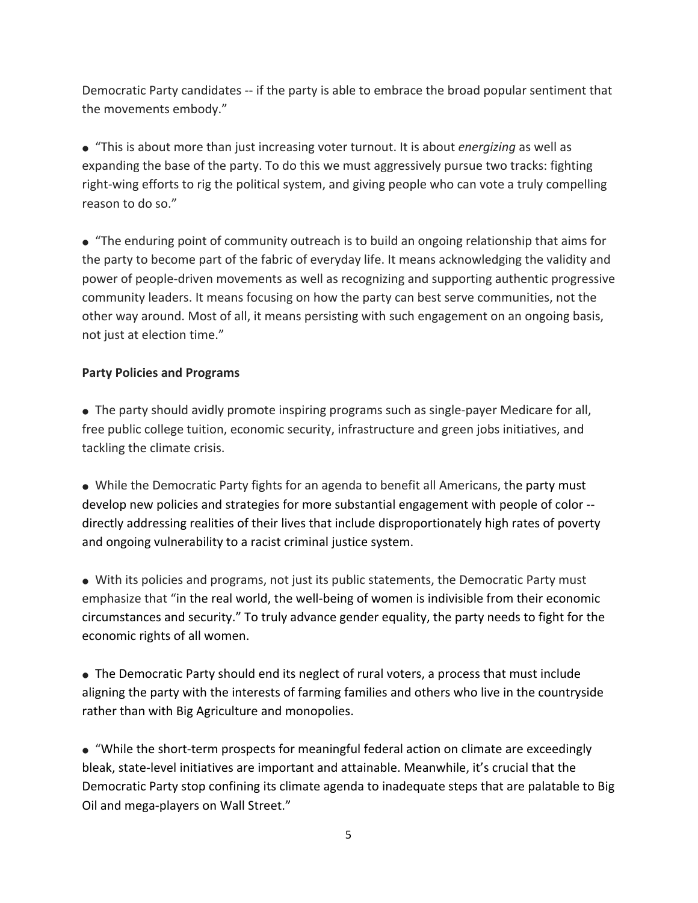Democratic Party candidates -- if the party is able to embrace the broad popular sentiment that the movements embody."

- "This is about more than just increasing voter turnout. It is about *energizing* as well as expanding the base of the party. To do this we must aggressively pursue two tracks: fighting right-wing efforts to rig the political system, and giving people who can vote a truly compelling reason to do so."

- "The enduring point of community outreach is to build an ongoing relationship that aims for the party to become part of the fabric of everyday life. It means acknowledging the validity and power of people-driven movements as well as recognizing and supporting authentic progressive community leaders. It means focusing on how the party can best serve communities, not the other way around. Most of all, it means persisting with such engagement on an ongoing basis, not just at election time."

**Party Policies and Programs**

- The party should avidly promote inspiring programs such as single-payer Medicare for all, free public college tuition, economic security, infrastructure and green jobs initiatives, and tackling the climate crisis.

- While the Democratic Party fights for an agenda to benefit all Americans, the party must develop new policies and strategies for more substantial engagement with people of color -- directly addressing realities of their lives that include disproportionately high rates of poverty and ongoing vulnerability to a racist criminal justice system.

- With its policies and programs, not just its public statements, the Democratic Party must emphasize that "in the real world, the well-being of women is indivisible from their economic circumstances and security." To truly advance gender equality, the party needs to fight for the economic rights of all women.

- The Democratic Party should end its neglect of rural voters, a process that must include aligning the party with the interests of farming families and others who live in the countryside rather than with Big Agriculture and monopolies.

- "While the short-term prospects for meaningful federal action on climate are exceedingly bleak, state-level initiatives are important and attainable. Meanwhile, it's crucial that the Democratic Party stop confining its climate agenda to inadequate steps that are palatable to Big Oil and mega-players on Wall Street."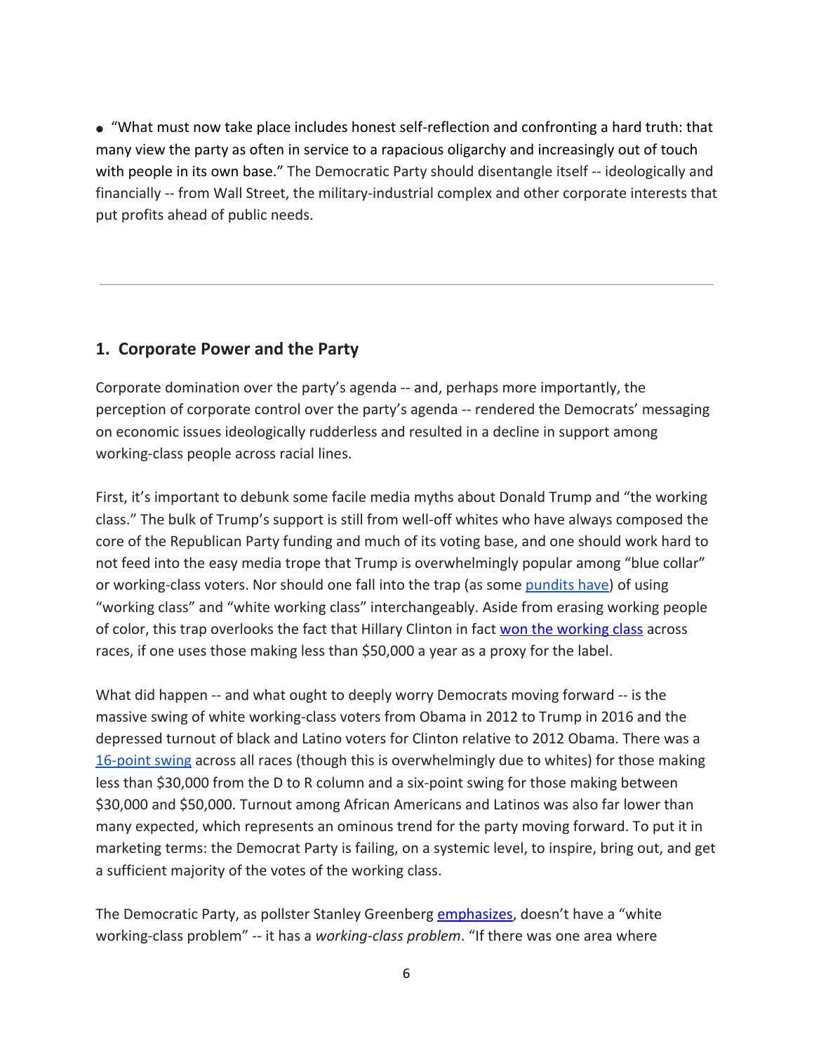- "What must now take place includes honest self-reflection and confronting a hard truth: that many view the party as often in service to a rapacious oligarchy and increasingly out of touch with people in its own base." The Democratic Party should disentangle itself -- ideologically and financially -- from Wall Street, the military-industrial complex and other corporate interests that put profits ahead of public needs.

---

## 1. Corporate Power and the Party

Corporate domination over the party's agenda -- and, perhaps more importantly, the perception of corporate control over the party's agenda -- rendered the Democrats' messaging on economic issues ideologically rudderless and resulted in a decline in support among working-class people across racial lines.

First, it's important to debunk some facile media myths about Donald Trump and "the working class." The bulk of Trump's support is still from well-off whites who have always composed the core of the Republican Party funding and much of its voting base, and one should work hard to not feed into the easy media trope that Trump is overwhelmingly popular among "blue collar" or working-class voters. Nor should one fall into the trap (as some pundits have) of using "working class" and "white working class" interchangeably. Aside from erasing working people of color, this trap overlooks the fact that Hillary Clinton in fact won the working class across races, if one uses those making less than $50,000 a year as a proxy for the label.

What did happen -- and what ought to deeply worry Democrats moving forward -- is the massive swing of white working-class voters from Obama in 2012 to Trump in 2016 and the depressed turnout of black and Latino voters for Clinton relative to 2012 Obama. There was a 16-point swing across all races (though this is overwhelmingly due to whites) for those making less than $30,000 from the D to R column and a six-point swing for those making between $30,000 and $50,000. Turnout among African Americans and Latinos was also far lower than many expected, which represents an ominous trend for the party moving forward. To put it in marketing terms: the Democrat Party is failing, on a systemic level, to inspire, bring out, and get a sufficient majority of the votes of the working class.

The Democratic Party, as pollster Stanley Greenberg emphasizes, doesn't have a "white working-class problem" -- it has a *working-class problem*. "If there was one area where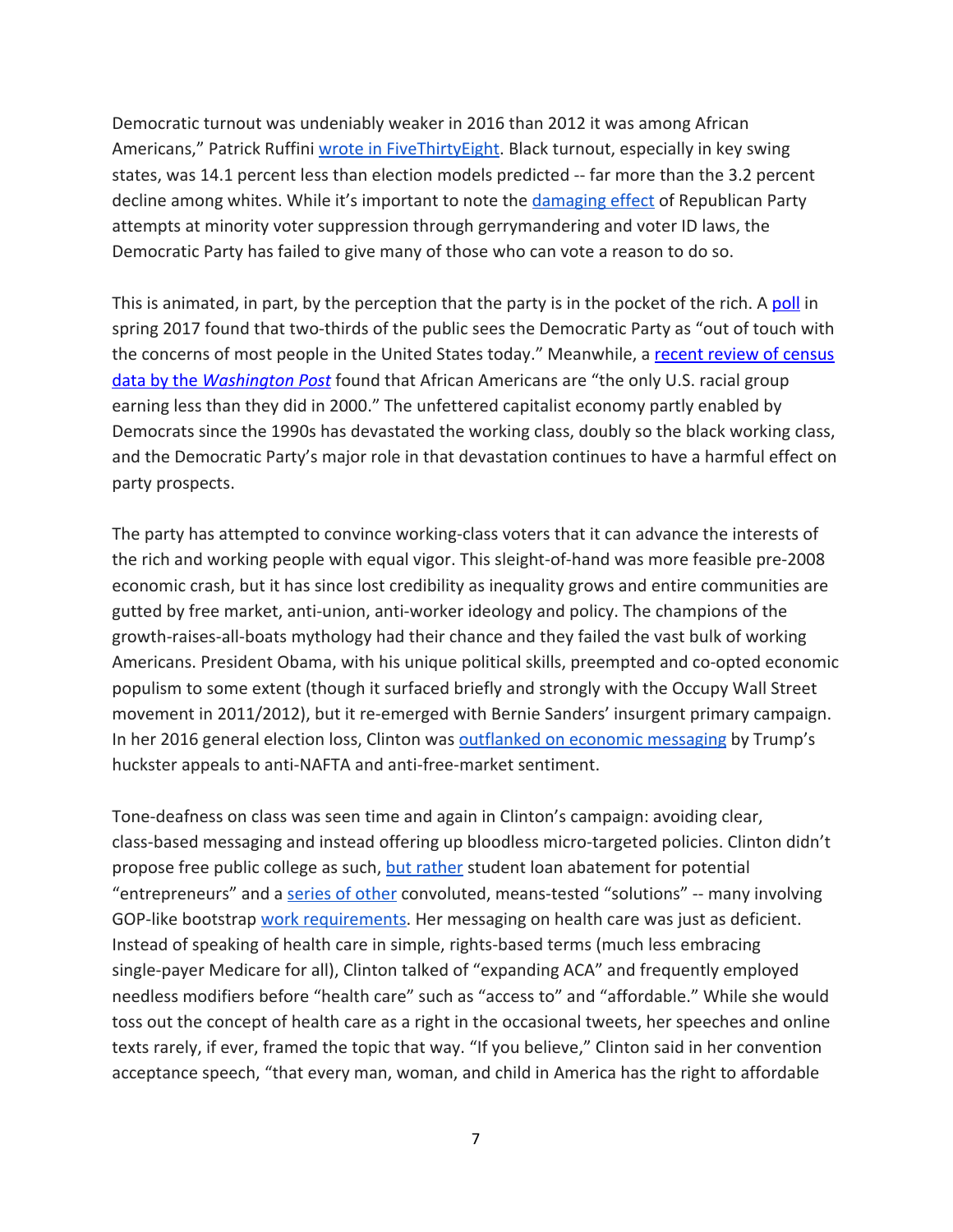Democratic turnout was undeniably weaker in 2016 than 2012 it was among African Americans," Patrick Ruffini wrote in FiveThirtyEight. Black turnout, especially in key swing states, was 14.1 percent less than election models predicted -- far more than the 3.2 percent decline among whites. While it's important to note the damaging effect of Republican Party attempts at minority voter suppression through gerrymandering and voter ID laws, the Democratic Party has failed to give many of those who can vote a reason to do so.

This is animated, in part, by the perception that the party is in the pocket of the rich. A poll in spring 2017 found that two-thirds of the public sees the Democratic Party as "out of touch with the concerns of most people in the United States today." Meanwhile, a recent review of census data by the *Washington Post* found that African Americans are "the only U.S. racial group earning less than they did in 2000." The unfettered capitalist economy partly enabled by Democrats since the 1990s has devastated the working class, doubly so the black working class, and the Democratic Party's major role in that devastation continues to have a harmful effect on party prospects.

The party has attempted to convince working-class voters that it can advance the interests of the rich and working people with equal vigor. This sleight-of-hand was more feasible pre-2008 economic crash, but it has since lost credibility as inequality grows and entire communities are gutted by free market, anti-union, anti-worker ideology and policy. The champions of the growth-raises-all-boats mythology had their chance and they failed the vast bulk of working Americans. President Obama, with his unique political skills, preempted and co-opted economic populism to some extent (though it surfaced briefly and strongly with the Occupy Wall Street movement in 2011/2012), but it re-emerged with Bernie Sanders' insurgent primary campaign. In her 2016 general election loss, Clinton was outflanked on economic messaging by Trump's huckster appeals to anti-NAFTA and anti-free-market sentiment.

Tone-deafness on class was seen time and again in Clinton's campaign: avoiding clear, class-based messaging and instead offering up bloodless micro-targeted policies. Clinton didn't propose free public college as such, but rather student loan abatement for potential "entrepreneurs" and a series of other convoluted, means-tested "solutions" -- many involving GOP-like bootstrap work requirements. Her messaging on health care was just as deficient. Instead of speaking of health care in simple, rights-based terms (much less embracing single-payer Medicare for all), Clinton talked of "expanding ACA" and frequently employed needless modifiers before "health care" such as "access to" and "affordable." While she would toss out the concept of health care as a right in the occasional tweets, her speeches and online texts rarely, if ever, framed the topic that way. "If you believe," Clinton said in her convention acceptance speech, "that every man, woman, and child in America has the right to affordable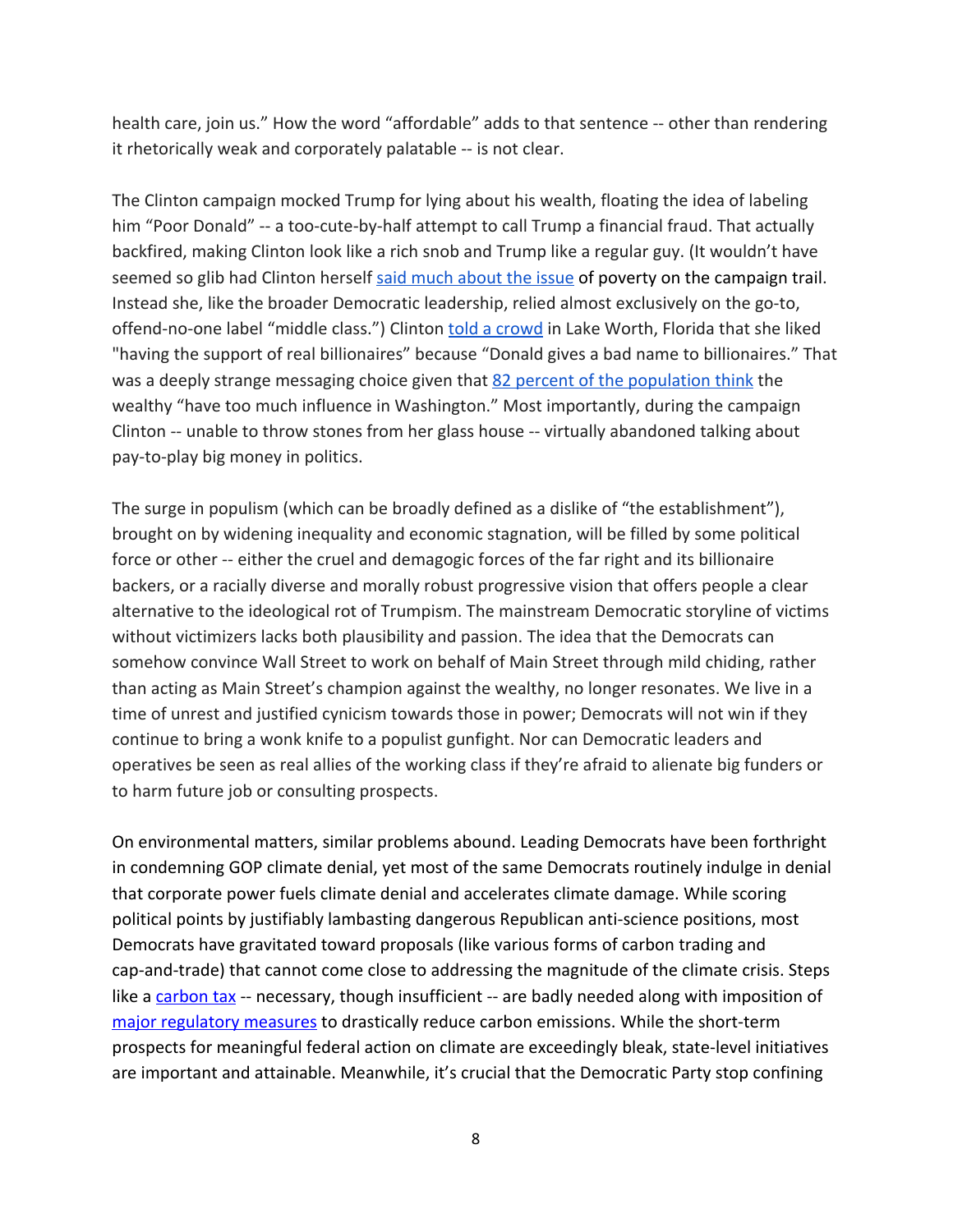health care, join us." How the word "affordable" adds to that sentence -- other than rendering it rhetorically weak and corporately palatable -- is not clear.

The Clinton campaign mocked Trump for lying about his wealth, floating the idea of labeling him "Poor Donald" -- a too-cute-by-half attempt to call Trump a financial fraud. That actually backfired, making Clinton look like a rich snob and Trump like a regular guy. (It wouldn't have seemed so glib had Clinton herself said much about the issue of poverty on the campaign trail. Instead she, like the broader Democratic leadership, relied almost exclusively on the go-to, offend-no-one label "middle class.") Clinton told a crowd in Lake Worth, Florida that she liked "having the support of real billionaires" because "Donald gives a bad name to billionaires." That was a deeply strange messaging choice given that 82 percent of the population think the wealthy "have too much influence in Washington." Most importantly, during the campaign Clinton -- unable to throw stones from her glass house -- virtually abandoned talking about pay-to-play big money in politics.

The surge in populism (which can be broadly defined as a dislike of "the establishment"), brought on by widening inequality and economic stagnation, will be filled by some political force or other -- either the cruel and demagogic forces of the far right and its billionaire backers, or a racially diverse and morally robust progressive vision that offers people a clear alternative to the ideological rot of Trumpism. The mainstream Democratic storyline of victims without victimizers lacks both plausibility and passion. The idea that the Democrats can somehow convince Wall Street to work on behalf of Main Street through mild chiding, rather than acting as Main Street's champion against the wealthy, no longer resonates. We live in a time of unrest and justified cynicism towards those in power; Democrats will not win if they continue to bring a wonk knife to a populist gunfight. Nor can Democratic leaders and operatives be seen as real allies of the working class if they're afraid to alienate big funders or to harm future job or consulting prospects.

On environmental matters, similar problems abound. Leading Democrats have been forthright in condemning GOP climate denial, yet most of the same Democrats routinely indulge in denial that corporate power fuels climate denial and accelerates climate damage. While scoring political points by justifiably lambasting dangerous Republican anti-science positions, most Democrats have gravitated toward proposals (like various forms of carbon trading and cap-and-trade) that cannot come close to addressing the magnitude of the climate crisis. Steps like a carbon tax -- necessary, though insufficient -- are badly needed along with imposition of major regulatory measures to drastically reduce carbon emissions. While the short-term prospects for meaningful federal action on climate are exceedingly bleak, state-level initiatives are important and attainable. Meanwhile, it's crucial that the Democratic Party stop confining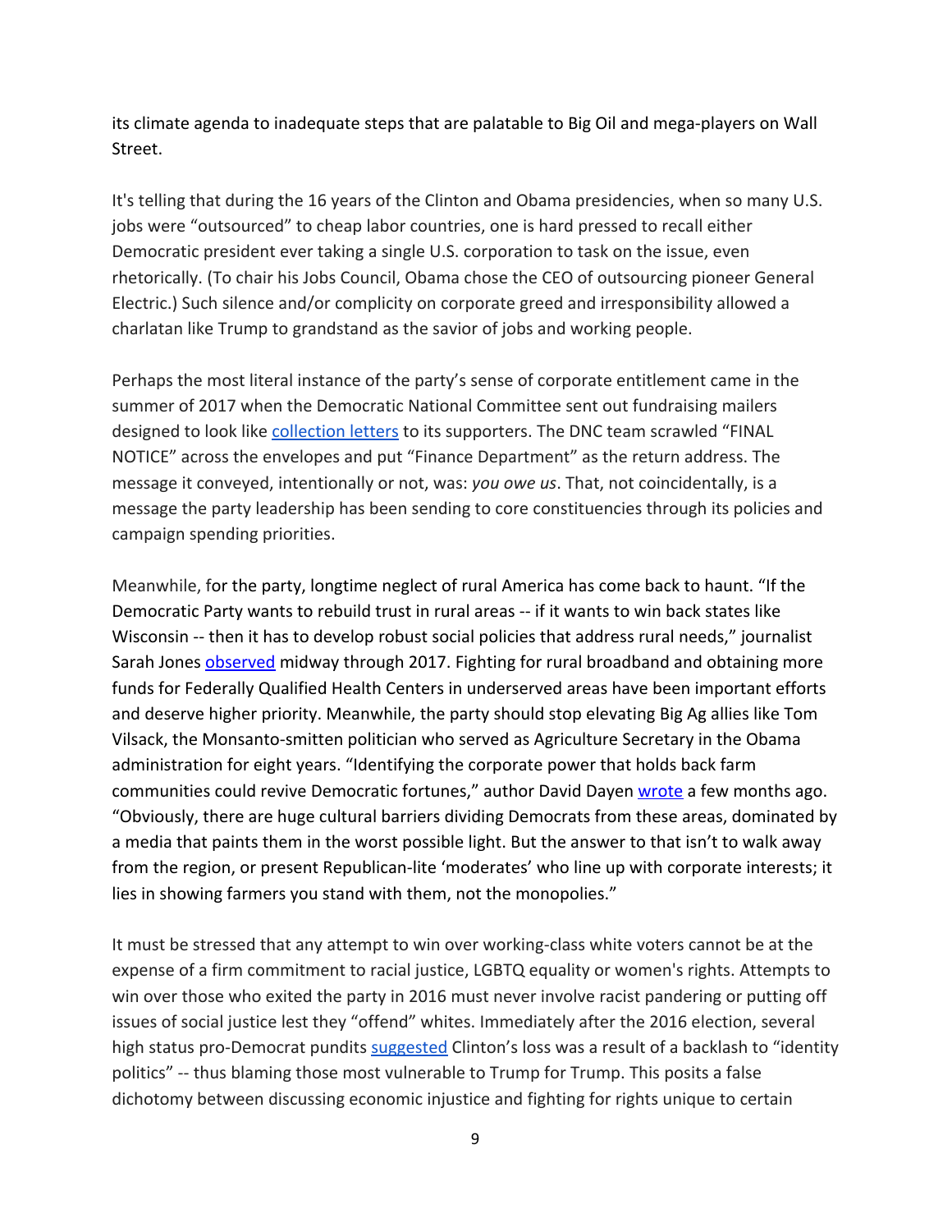its climate agenda to inadequate steps that are palatable to Big Oil and mega-players on Wall Street.

It's telling that during the 16 years of the Clinton and Obama presidencies, when so many U.S. jobs were "outsourced" to cheap labor countries, one is hard pressed to recall either Democratic president ever taking a single U.S. corporation to task on the issue, even rhetorically. (To chair his Jobs Council, Obama chose the CEO of outsourcing pioneer General Electric.) Such silence and/or complicity on corporate greed and irresponsibility allowed a charlatan like Trump to grandstand as the savior of jobs and working people.

Perhaps the most literal instance of the party's sense of corporate entitlement came in the summer of 2017 when the Democratic National Committee sent out fundraising mailers designed to look like collection letters to its supporters. The DNC team scrawled "FINAL NOTICE" across the envelopes and put "Finance Department" as the return address. The message it conveyed, intentionally or not, was: *you owe us*. That, not coincidentally, is a message the party leadership has been sending to core constituencies through its policies and campaign spending priorities.

Meanwhile, for the party, longtime neglect of rural America has come back to haunt. "If the Democratic Party wants to rebuild trust in rural areas -- if it wants to win back states like Wisconsin -- then it has to develop robust social policies that address rural needs," journalist Sarah Jones observed midway through 2017. Fighting for rural broadband and obtaining more funds for Federally Qualified Health Centers in underserved areas have been important efforts and deserve higher priority. Meanwhile, the party should stop elevating Big Ag allies like Tom Vilsack, the Monsanto-smitten politician who served as Agriculture Secretary in the Obama administration for eight years. "Identifying the corporate power that holds back farm communities could revive Democratic fortunes," author David Dayen wrote a few months ago. "Obviously, there are huge cultural barriers dividing Democrats from these areas, dominated by a media that paints them in the worst possible light. But the answer to that isn't to walk away from the region, or present Republican-lite 'moderates' who line up with corporate interests; it lies in showing farmers you stand with them, not the monopolies."

It must be stressed that any attempt to win over working-class white voters cannot be at the expense of a firm commitment to racial justice, LGBTQ equality or women's rights. Attempts to win over those who exited the party in 2016 must never involve racist pandering or putting off issues of social justice lest they "offend" whites. Immediately after the 2016 election, several high status pro-Democrat pundits suggested Clinton's loss was a result of a backlash to "identity politics" -- thus blaming those most vulnerable to Trump for Trump. This posits a false dichotomy between discussing economic injustice and fighting for rights unique to certain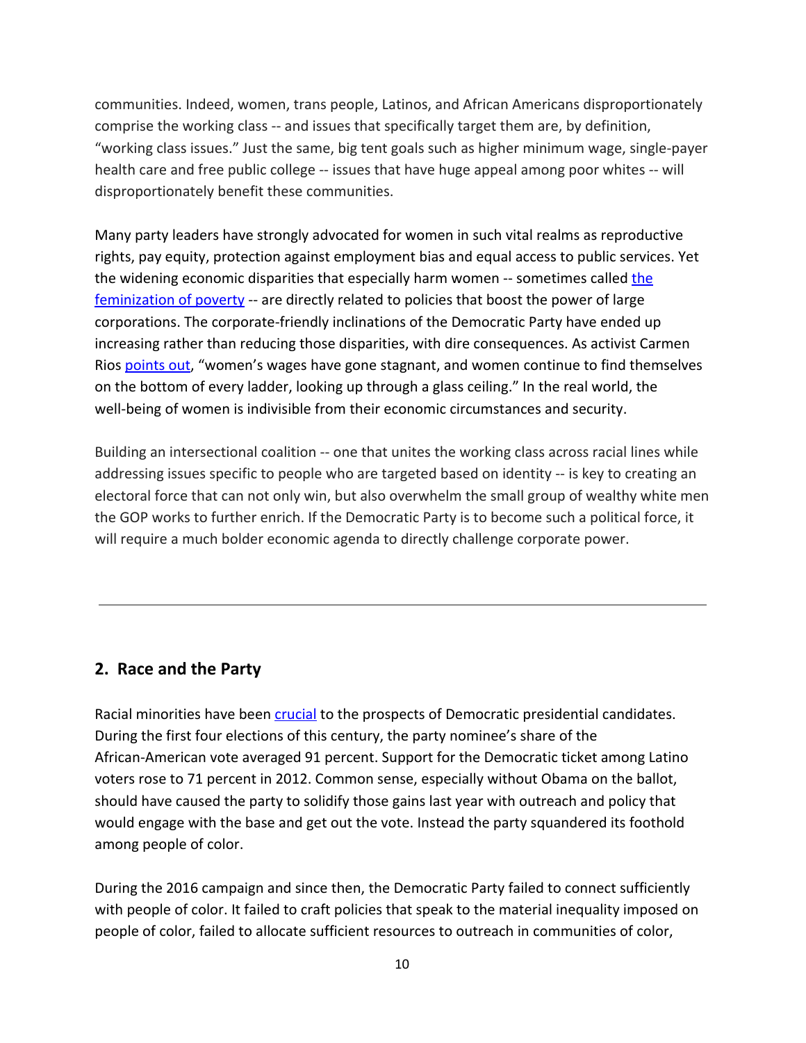communities. Indeed, women, trans people, Latinos, and African Americans disproportionately comprise the working class -- and issues that specifically target them are, by definition, "working class issues." Just the same, big tent goals such as higher minimum wage, single-payer health care and free public college -- issues that have huge appeal among poor whites -- will disproportionately benefit these communities.

Many party leaders have strongly advocated for women in such vital realms as reproductive rights, pay equity, protection against employment bias and equal access to public services. Yet the widening economic disparities that especially harm women -- sometimes called the feminization of poverty -- are directly related to policies that boost the power of large corporations. The corporate-friendly inclinations of the Democratic Party have ended up increasing rather than reducing those disparities, with dire consequences. As activist Carmen Rios points out, "women's wages have gone stagnant, and women continue to find themselves on the bottom of every ladder, looking up through a glass ceiling." In the real world, the well-being of women is indivisible from their economic circumstances and security.

Building an intersectional coalition -- one that unites the working class across racial lines while addressing issues specific to people who are targeted based on identity -- is key to creating an electoral force that can not only win, but also overwhelm the small group of wealthy white men the GOP works to further enrich. If the Democratic Party is to become such a political force, it will require a much bolder economic agenda to directly challenge corporate power.

---

## 2. Race and the Party

Racial minorities have been crucial to the prospects of Democratic presidential candidates. During the first four elections of this century, the party nominee's share of the African-American vote averaged 91 percent. Support for the Democratic ticket among Latino voters rose to 71 percent in 2012. Common sense, especially without Obama on the ballot, should have caused the party to solidify those gains last year with outreach and policy that would engage with the base and get out the vote. Instead the party squandered its foothold among people of color.

During the 2016 campaign and since then, the Democratic Party failed to connect sufficiently with people of color. It failed to craft policies that speak to the material inequality imposed on people of color, failed to allocate sufficient resources to outreach in communities of color,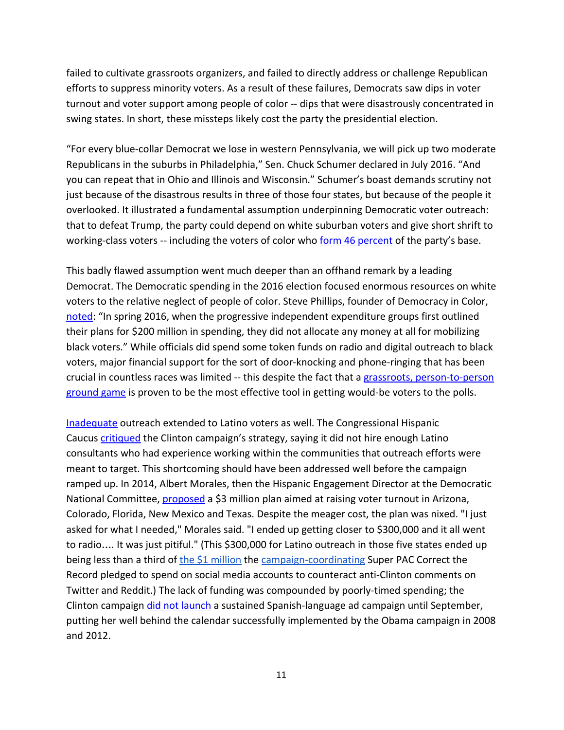failed to cultivate grassroots organizers, and failed to directly address or challenge Republican efforts to suppress minority voters. As a result of these failures, Democrats saw dips in voter turnout and voter support among people of color -- dips that were disastrously concentrated in swing states. In short, these missteps likely cost the party the presidential election.

“For every blue-collar Democrat we lose in western Pennsylvania, we will pick up two moderate Republicans in the suburbs in Philadelphia,” Sen. Chuck Schumer declared in July 2016. “And you can repeat that in Ohio and Illinois and Wisconsin.” Schumer’s boast demands scrutiny not just because of the disastrous results in three of those four states, but because of the people it overlooked. It illustrated a fundamental assumption underpinning Democratic voter outreach: that to defeat Trump, the party could depend on white suburban voters and give short shrift to working-class voters -- including the voters of color who form 46 percent of the party’s base.

This badly flawed assumption went much deeper than an offhand remark by a leading Democrat. The Democratic spending in the 2016 election focused enormous resources on white voters to the relative neglect of people of color. Steve Phillips, founder of Democracy in Color, noted: “In spring 2016, when the progressive independent expenditure groups first outlined their plans for $200 million in spending, they did not allocate any money at all for mobilizing black voters.” While officials did spend some token funds on radio and digital outreach to black voters, major financial support for the sort of door-knocking and phone-ringing that has been crucial in countless races was limited -- this despite the fact that a grassroots, person-to-person ground game is proven to be the most effective tool in getting would-be voters to the polls.

Inadequate outreach extended to Latino voters as well. The Congressional Hispanic Caucus critiqued the Clinton campaign’s strategy, saying it did not hire enough Latino consultants who had experience working within the communities that outreach efforts were meant to target. This shortcoming should have been addressed well before the campaign ramped up. In 2014, Albert Morales, then the Hispanic Engagement Director at the Democratic National Committee, proposed a $3 million plan aimed at raising voter turnout in Arizona, Colorado, Florida, New Mexico and Texas. Despite the meager cost, the plan was nixed. "I just asked for what I needed," Morales said. "I ended up getting closer to $300,000 and it all went to radio…. It was just pitiful." (This $300,000 for Latino outreach in those five states ended up being less than a third of the $1 million the campaign-coordinating Super PAC Correct the Record pledged to spend on social media accounts to counteract anti-Clinton comments on Twitter and Reddit.) The lack of funding was compounded by poorly-timed spending; the Clinton campaign did not launch a sustained Spanish-language ad campaign until September, putting her well behind the calendar successfully implemented by the Obama campaign in 2008 and 2012.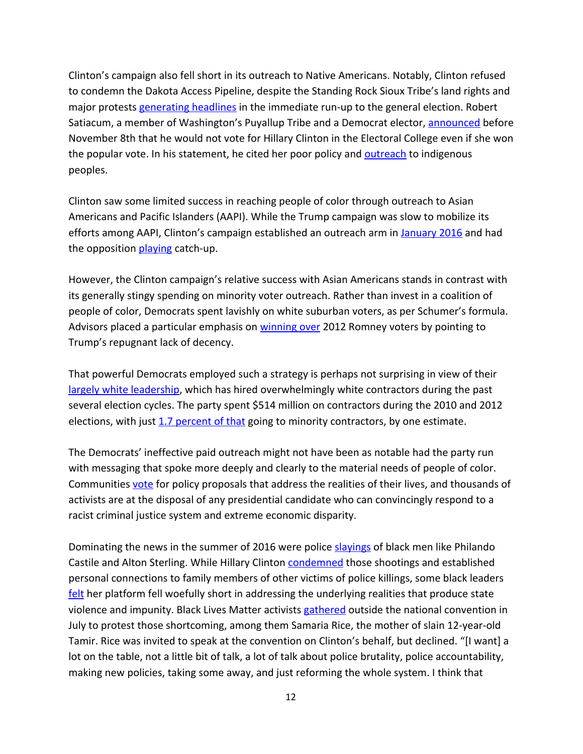Clinton's campaign also fell short in its outreach to Native Americans. Notably, Clinton refused to condemn the Dakota Access Pipeline, despite the Standing Rock Sioux Tribe's land rights and major protests generating headlines in the immediate run-up to the general election. Robert Satiacum, a member of Washington's Puyallup Tribe and a Democrat elector, announced before November 8th that he would not vote for Hillary Clinton in the Electoral College even if she won the popular vote. In his statement, he cited her poor policy and outreach to indigenous peoples.

Clinton saw some limited success in reaching people of color through outreach to Asian Americans and Pacific Islanders (AAPI). While the Trump campaign was slow to mobilize its efforts among AAPI, Clinton's campaign established an outreach arm in January 2016 and had the opposition playing catch-up.

However, the Clinton campaign's relative success with Asian Americans stands in contrast with its generally stingy spending on minority voter outreach. Rather than invest in a coalition of people of color, Democrats spent lavishly on white suburban voters, as per Schumer's formula. Advisors placed a particular emphasis on winning over 2012 Romney voters by pointing to Trump's repugnant lack of decency.

That powerful Democrats employed such a strategy is perhaps not surprising in view of their largely white leadership, which has hired overwhelmingly white contractors during the past several election cycles. The party spent $514 million on contractors during the 2010 and 2012 elections, with just 1.7 percent of that going to minority contractors, by one estimate.

The Democrats' ineffective paid outreach might not have been as notable had the party run with messaging that spoke more deeply and clearly to the material needs of people of color. Communities vote for policy proposals that address the realities of their lives, and thousands of activists are at the disposal of any presidential candidate who can convincingly respond to a racist criminal justice system and extreme economic disparity.

Dominating the news in the summer of 2016 were police slayings of black men like Philando Castile and Alton Sterling. While Hillary Clinton condemned those shootings and established personal connections to family members of other victims of police killings, some black leaders felt her platform fell woefully short in addressing the underlying realities that produce state violence and impunity. Black Lives Matter activists gathered outside the national convention in July to protest those shortcoming, among them Samaria Rice, the mother of slain 12-year-old Tamir. Rice was invited to speak at the convention on Clinton's behalf, but declined. "[I want] a lot on the table, not a little bit of talk, a lot of talk about police brutality, police accountability, making new policies, taking some away, and just reforming the whole system. I think that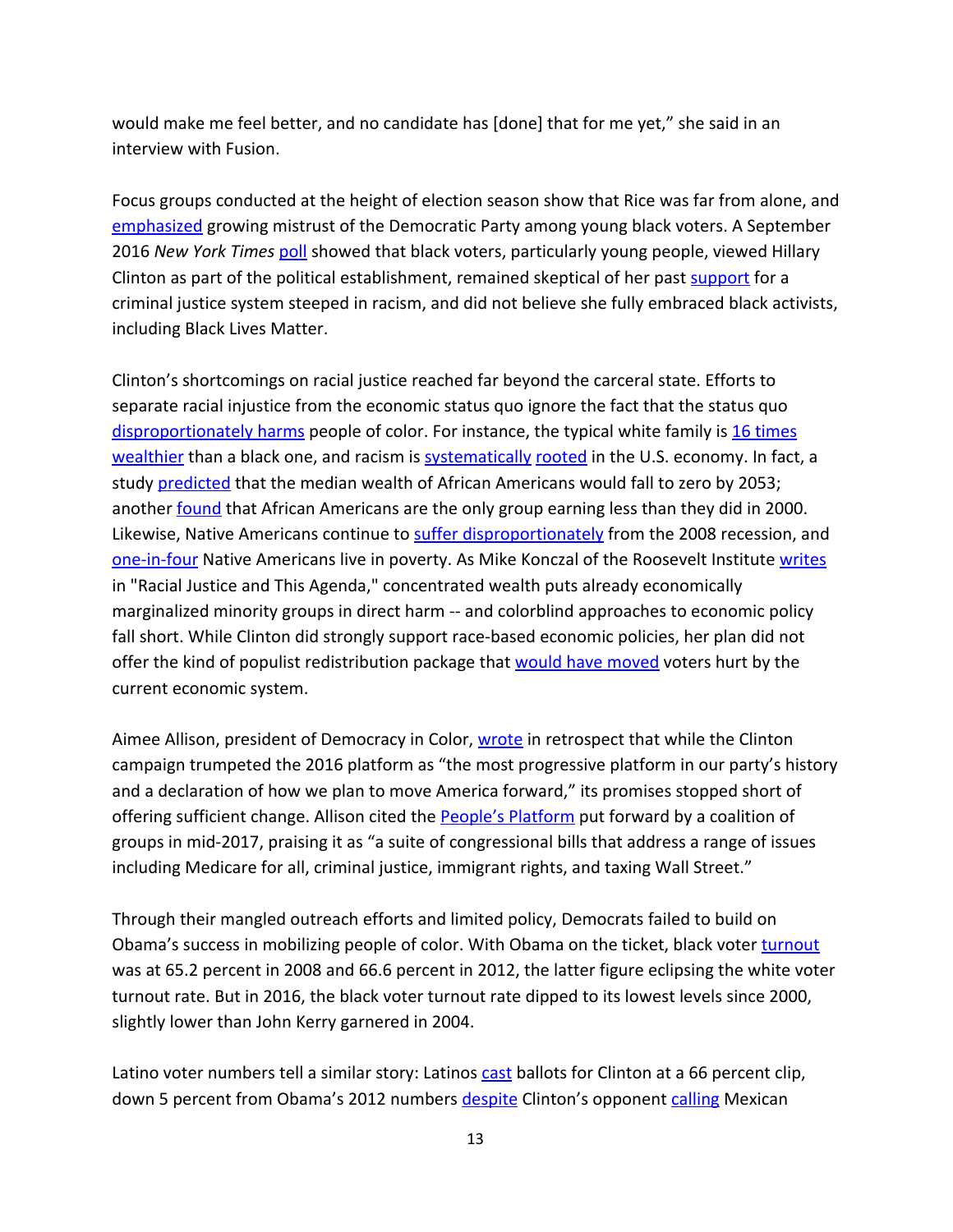would make me feel better, and no candidate has [done] that for me yet," she said in an interview with Fusion.

Focus groups conducted at the height of election season show that Rice was far from alone, and emphasized growing mistrust of the Democratic Party among young black voters. A September 2016 *New York Times* poll showed that black voters, particularly young people, viewed Hillary Clinton as part of the political establishment, remained skeptical of her past support for a criminal justice system steeped in racism, and did not believe she fully embraced black activists, including Black Lives Matter.

Clinton's shortcomings on racial justice reached far beyond the carceral state. Efforts to separate racial injustice from the economic status quo ignore the fact that the status quo disproportionately harms people of color. For instance, the typical white family is 16 times wealthier than a black one, and racism is systematically rooted in the U.S. economy. In fact, a study predicted that the median wealth of African Americans would fall to zero by 2053; another found that African Americans are the only group earning less than they did in 2000. Likewise, Native Americans continue to suffer disproportionately from the 2008 recession, and one-in-four Native Americans live in poverty. As Mike Konczal of the Roosevelt Institute writes in "Racial Justice and This Agenda," concentrated wealth puts already economically marginalized minority groups in direct harm -- and colorblind approaches to economic policy fall short. While Clinton did strongly support race-based economic policies, her plan did not offer the kind of populist redistribution package that would have moved voters hurt by the current economic system.

Aimee Allison, president of Democracy in Color, wrote in retrospect that while the Clinton campaign trumpeted the 2016 platform as "the most progressive platform in our party's history and a declaration of how we plan to move America forward," its promises stopped short of offering sufficient change. Allison cited the People's Platform put forward by a coalition of groups in mid-2017, praising it as "a suite of congressional bills that address a range of issues including Medicare for all, criminal justice, immigrant rights, and taxing Wall Street."

Through their mangled outreach efforts and limited policy, Democrats failed to build on Obama's success in mobilizing people of color. With Obama on the ticket, black voter turnout was at 65.2 percent in 2008 and 66.6 percent in 2012, the latter figure eclipsing the white voter turnout rate. But in 2016, the black voter turnout rate dipped to its lowest levels since 2000, slightly lower than John Kerry garnered in 2004.

Latino voter numbers tell a similar story: Latinos cast ballots for Clinton at a 66 percent clip, down 5 percent from Obama's 2012 numbers despite Clinton's opponent calling Mexican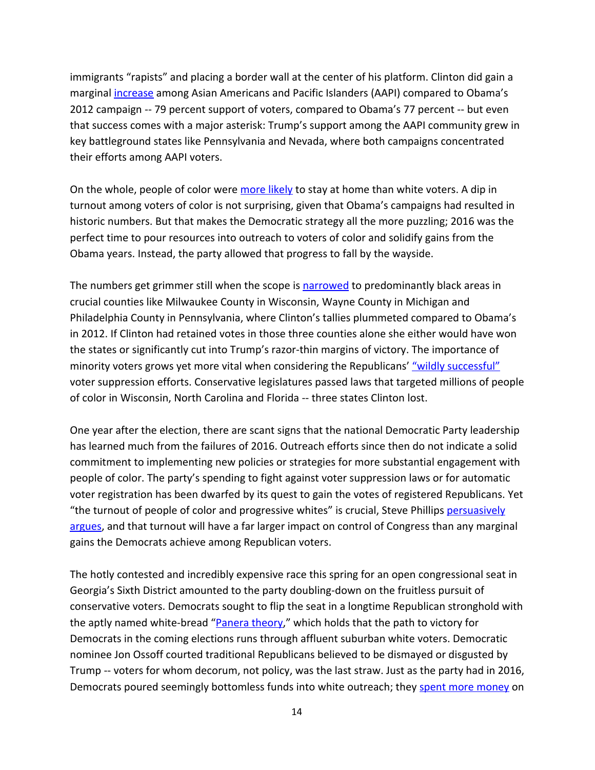immigrants "rapists" and placing a border wall at the center of his platform. Clinton did gain a marginal increase among Asian Americans and Pacific Islanders (AAPI) compared to Obama's 2012 campaign -- 79 percent support of voters, compared to Obama's 77 percent -- but even that success comes with a major asterisk: Trump's support among the AAPI community grew in key battleground states like Pennsylvania and Nevada, where both campaigns concentrated their efforts among AAPI voters.

On the whole, people of color were more likely to stay at home than white voters. A dip in turnout among voters of color is not surprising, given that Obama's campaigns had resulted in historic numbers. But that makes the Democratic strategy all the more puzzling; 2016 was the perfect time to pour resources into outreach to voters of color and solidify gains from the Obama years. Instead, the party allowed that progress to fall by the wayside.

The numbers get grimmer still when the scope is narrowed to predominantly black areas in crucial counties like Milwaukee County in Wisconsin, Wayne County in Michigan and Philadelphia County in Pennsylvania, where Clinton's tallies plummeted compared to Obama's in 2012. If Clinton had retained votes in those three counties alone she either would have won the states or significantly cut into Trump's razor-thin margins of victory. The importance of minority voters grows yet more vital when considering the Republicans' "wildly successful" voter suppression efforts. Conservative legislatures passed laws that targeted millions of people of color in Wisconsin, North Carolina and Florida -- three states Clinton lost.

One year after the election, there are scant signs that the national Democratic Party leadership has learned much from the failures of 2016. Outreach efforts since then do not indicate a solid commitment to implementing new policies or strategies for more substantial engagement with people of color. The party's spending to fight against voter suppression laws or for automatic voter registration has been dwarfed by its quest to gain the votes of registered Republicans. Yet "the turnout of people of color and progressive whites" is crucial, Steve Phillips persuasively argues, and that turnout will have a far larger impact on control of Congress than any marginal gains the Democrats achieve among Republican voters.

The hotly contested and incredibly expensive race this spring for an open congressional seat in Georgia's Sixth District amounted to the party doubling-down on the fruitless pursuit of conservative voters. Democrats sought to flip the seat in a longtime Republican stronghold with the aptly named white-bread "Panera theory," which holds that the path to victory for Democrats in the coming elections runs through affluent suburban white voters. Democratic nominee Jon Ossoff courted traditional Republicans believed to be dismayed or disgusted by Trump -- voters for whom decorum, not policy, was the last straw. Just as the party had in 2016, Democrats poured seemingly bottomless funds into white outreach; they spent more money on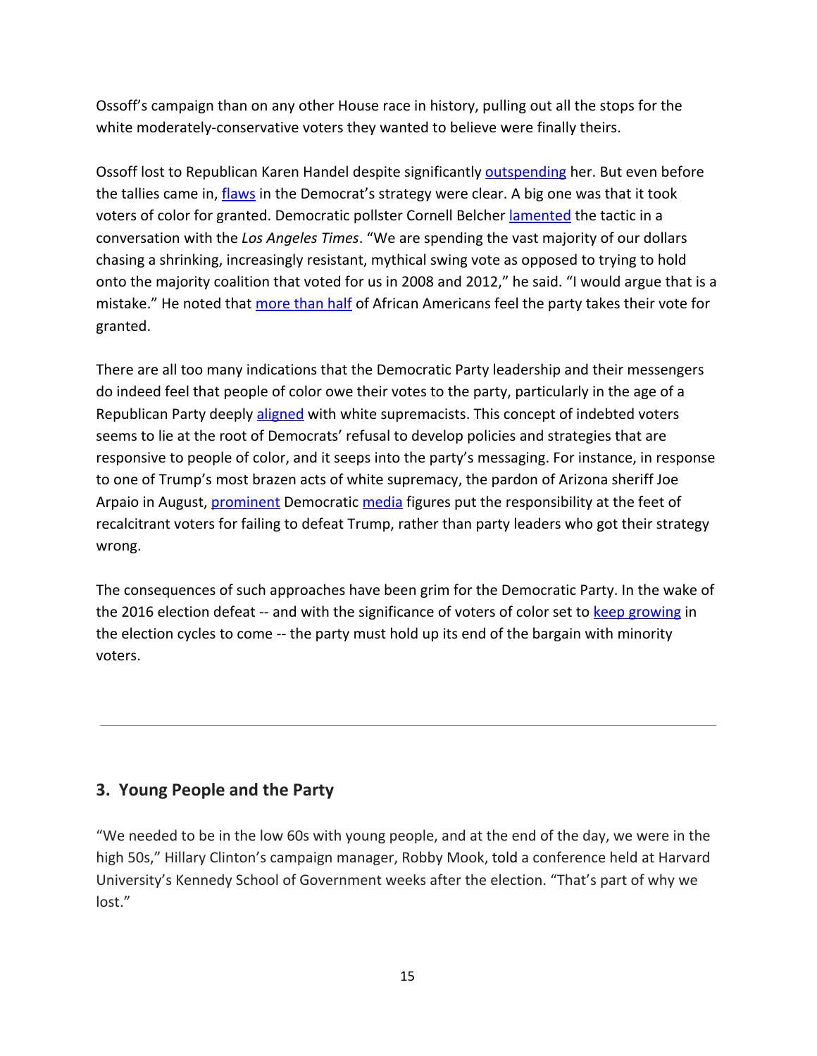Ossoff's campaign than on any other House race in history, pulling out all the stops for the white moderately-conservative voters they wanted to believe were finally theirs.

Ossoff lost to Republican Karen Handel despite significantly outspending her. But even before the tallies came in, flaws in the Democrat's strategy were clear. A big one was that it took voters of color for granted. Democratic pollster Cornell Belcher lamented the tactic in a conversation with the *Los Angeles Times*. "We are spending the vast majority of our dollars chasing a shrinking, increasingly resistant, mythical swing vote as opposed to trying to hold onto the majority coalition that voted for us in 2008 and 2012," he said. "I would argue that is a mistake." He noted that more than half of African Americans feel the party takes their vote for granted.

There are all too many indications that the Democratic Party leadership and their messengers do indeed feel that people of color owe their votes to the party, particularly in the age of a Republican Party deeply aligned with white supremacists. This concept of indebted voters seems to lie at the root of Democrats' refusal to develop policies and strategies that are responsive to people of color, and it seeps into the party's messaging. For instance, in response to one of Trump's most brazen acts of white supremacy, the pardon of Arizona sheriff Joe Arpaio in August, prominent Democratic media figures put the responsibility at the feet of recalcitrant voters for failing to defeat Trump, rather than party leaders who got their strategy wrong.

The consequences of such approaches have been grim for the Democratic Party. In the wake of the 2016 election defeat -- and with the significance of voters of color set to keep growing in the election cycles to come -- the party must hold up its end of the bargain with minority voters.

---

## 3. Young People and the Party

"We needed to be in the low 60s with young people, and at the end of the day, we were in the high 50s," Hillary Clinton's campaign manager, Robby Mook, told a conference held at Harvard University's Kennedy School of Government weeks after the election. "That's part of why we lost."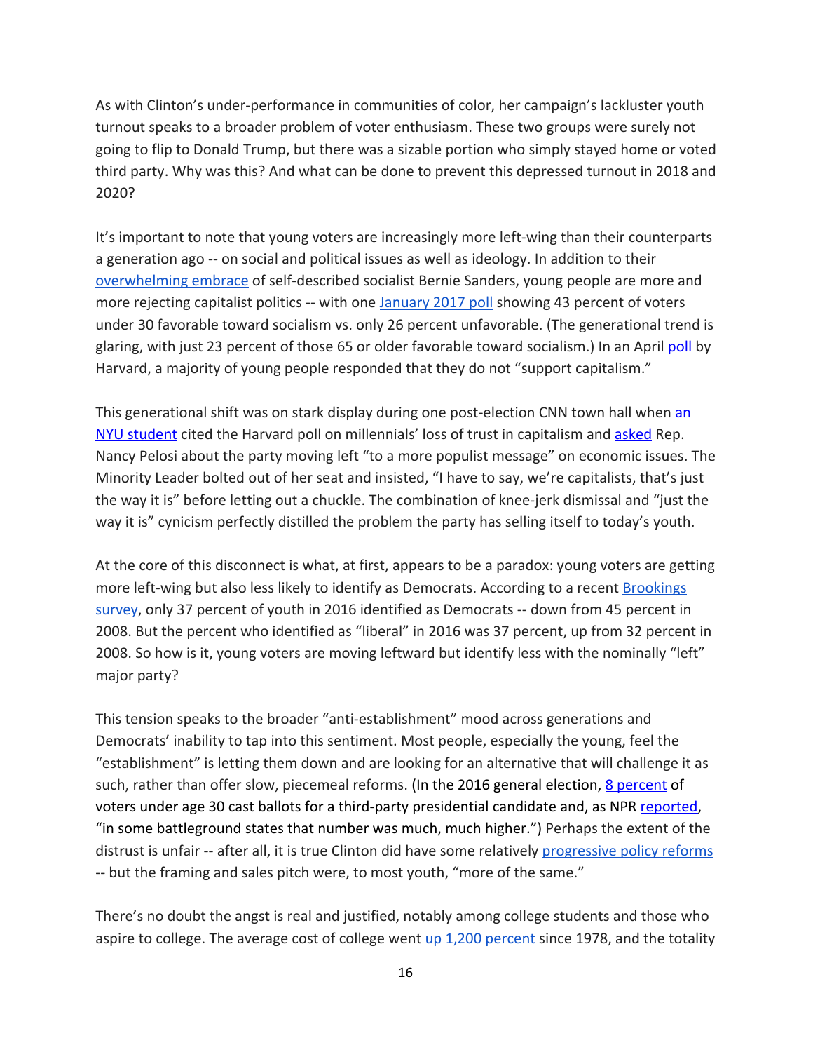As with Clinton's under-performance in communities of color, her campaign's lackluster youth turnout speaks to a broader problem of voter enthusiasm. These two groups were surely not going to flip to Donald Trump, but there was a sizable portion who simply stayed home or voted third party. Why was this? And what can be done to prevent this depressed turnout in 2018 and 2020?

It's important to note that young voters are increasingly more left-wing than their counterparts a generation ago -- on social and political issues as well as ideology. In addition to their overwhelming embrace of self-described socialist Bernie Sanders, young people are more and more rejecting capitalist politics -- with one January 2017 poll showing 43 percent of voters under 30 favorable toward socialism vs. only 26 percent unfavorable. (The generational trend is glaring, with just 23 percent of those 65 or older favorable toward socialism.) In an April poll by Harvard, a majority of young people responded that they do not "support capitalism."

This generational shift was on stark display during one post-election CNN town hall when an NYU student cited the Harvard poll on millennials' loss of trust in capitalism and asked Rep. Nancy Pelosi about the party moving left "to a more populist message" on economic issues. The Minority Leader bolted out of her seat and insisted, "I have to say, we're capitalists, that's just the way it is" before letting out a chuckle. The combination of knee-jerk dismissal and "just the way it is" cynicism perfectly distilled the problem the party has selling itself to today's youth.

At the core of this disconnect is what, at first, appears to be a paradox: young voters are getting more left-wing but also less likely to identify as Democrats. According to a recent Brookings survey, only 37 percent of youth in 2016 identified as Democrats -- down from 45 percent in 2008. But the percent who identified as "liberal" in 2016 was 37 percent, up from 32 percent in 2008. So how is it, young voters are moving leftward but identify less with the nominally "left" major party?

This tension speaks to the broader "anti-establishment" mood across generations and Democrats' inability to tap into this sentiment. Most people, especially the young, feel the "establishment" is letting them down and are looking for an alternative that will challenge it as such, rather than offer slow, piecemeal reforms. (In the 2016 general election, 8 percent of voters under age 30 cast ballots for a third-party presidential candidate and, as NPR reported, "in some battleground states that number was much, much higher.") Perhaps the extent of the distrust is unfair -- after all, it is true Clinton did have some relatively progressive policy reforms -- but the framing and sales pitch were, to most youth, "more of the same."

There's no doubt the angst is real and justified, notably among college students and those who aspire to college. The average cost of college went up 1,200 percent since 1978, and the totality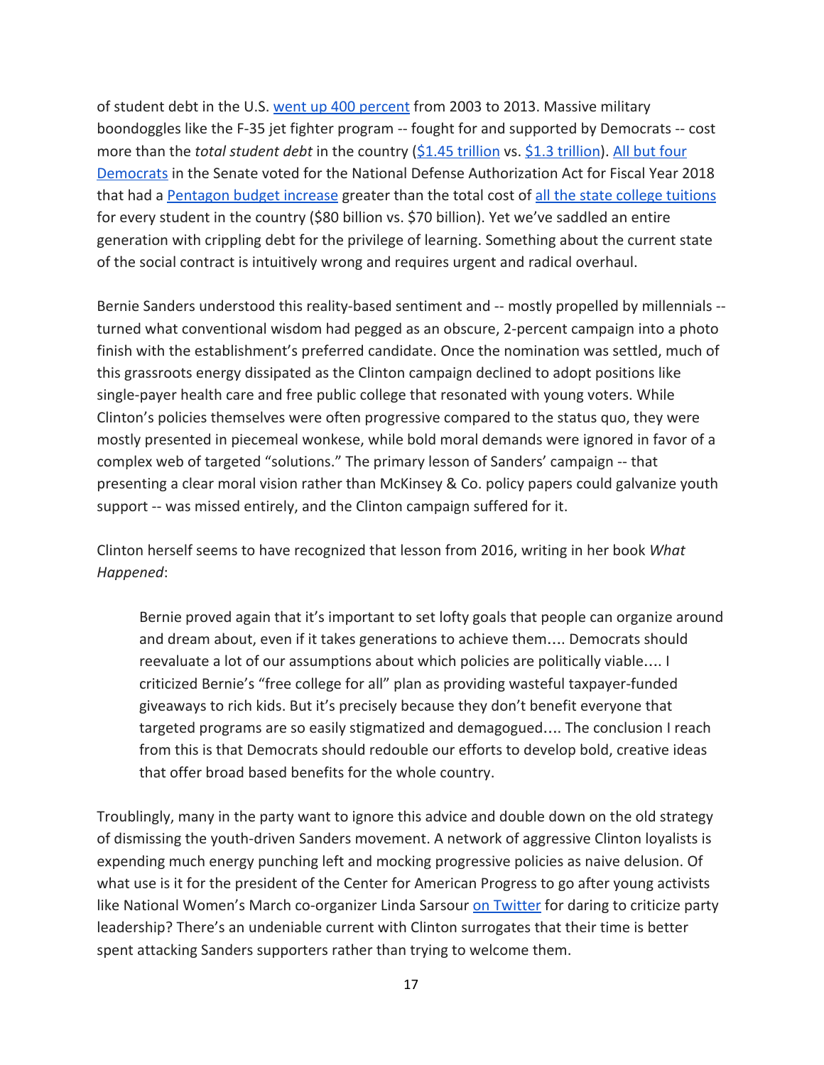of student debt in the U.S. went up 400 percent from 2003 to 2013. Massive military boondoggles like the F-35 jet fighter program -- fought for and supported by Democrats -- cost more than the *total student debt* in the country ($1.45 trillion vs. $1.3 trillion). All but four Democrats in the Senate voted for the National Defense Authorization Act for Fiscal Year 2018 that had a Pentagon budget increase greater than the total cost of all the state college tuitions for every student in the country ($80 billion vs. $70 billion). Yet we've saddled an entire generation with crippling debt for the privilege of learning. Something about the current state of the social contract is intuitively wrong and requires urgent and radical overhaul.

Bernie Sanders understood this reality-based sentiment and -- mostly propelled by millennials -- turned what conventional wisdom had pegged as an obscure, 2-percent campaign into a photo finish with the establishment's preferred candidate. Once the nomination was settled, much of this grassroots energy dissipated as the Clinton campaign declined to adopt positions like single-payer health care and free public college that resonated with young voters. While Clinton's policies themselves were often progressive compared to the status quo, they were mostly presented in piecemeal wonkese, while bold moral demands were ignored in favor of a complex web of targeted "solutions." The primary lesson of Sanders' campaign -- that presenting a clear moral vision rather than McKinsey & Co. policy papers could galvanize youth support -- was missed entirely, and the Clinton campaign suffered for it.

Clinton herself seems to have recognized that lesson from 2016, writing in her book *What Happened*:

> Bernie proved again that it's important to set lofty goals that people can organize around and dream about, even if it takes generations to achieve them…. Democrats should reevaluate a lot of our assumptions about which policies are politically viable…. I criticized Bernie's "free college for all" plan as providing wasteful taxpayer-funded giveaways to rich kids. But it's precisely because they don't benefit everyone that targeted programs are so easily stigmatized and demagogued…. The conclusion I reach from this is that Democrats should redouble our efforts to develop bold, creative ideas that offer broad based benefits for the whole country.

Troublingly, many in the party want to ignore this advice and double down on the old strategy of dismissing the youth-driven Sanders movement. A network of aggressive Clinton loyalists is expending much energy punching left and mocking progressive policies as naive delusion. Of what use is it for the president of the Center for American Progress to go after young activists like National Women's March co-organizer Linda Sarsour on Twitter for daring to criticize party leadership? There's an undeniable current with Clinton surrogates that their time is better spent attacking Sanders supporters rather than trying to welcome them.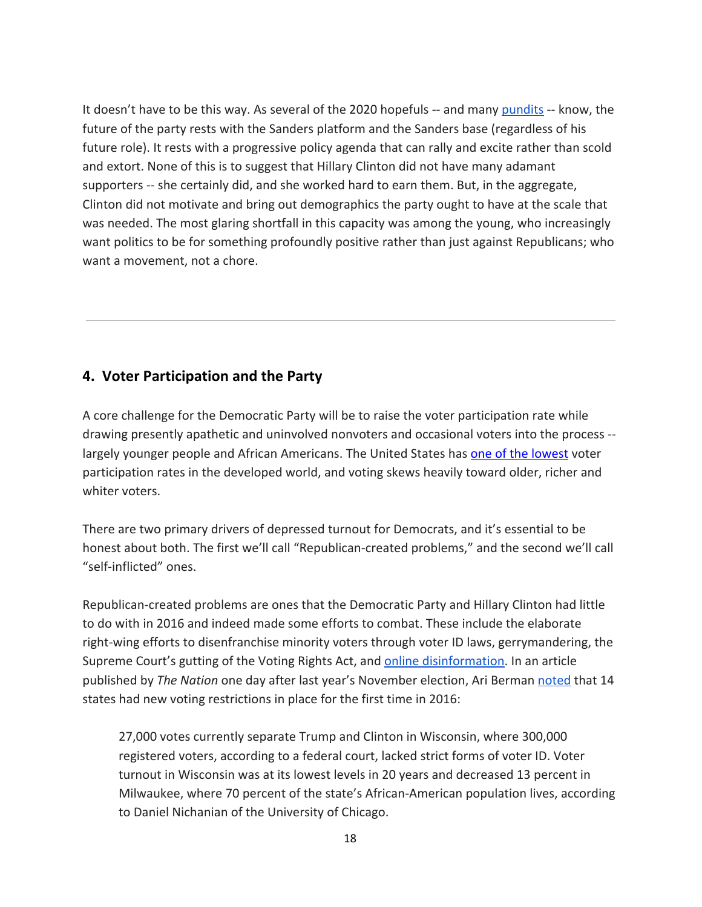It doesn't have to be this way. As several of the 2020 hopefuls -- and many pundits -- know, the future of the party rests with the Sanders platform and the Sanders base (regardless of his future role). It rests with a progressive policy agenda that can rally and excite rather than scold and extort. None of this is to suggest that Hillary Clinton did not have many adamant supporters -- she certainly did, and she worked hard to earn them. But, in the aggregate, Clinton did not motivate and bring out demographics the party ought to have at the scale that was needed. The most glaring shortfall in this capacity was among the young, who increasingly want politics to be for something profoundly positive rather than just against Republicans; who want a movement, not a chore.

---

## 4. Voter Participation and the Party

A core challenge for the Democratic Party will be to raise the voter participation rate while drawing presently apathetic and uninvolved nonvoters and occasional voters into the process -- largely younger people and African Americans. The United States has one of the lowest voter participation rates in the developed world, and voting skews heavily toward older, richer and whiter voters.

There are two primary drivers of depressed turnout for Democrats, and it's essential to be honest about both. The first we'll call "Republican-created problems," and the second we'll call "self-inflicted" ones.

Republican-created problems are ones that the Democratic Party and Hillary Clinton had little to do with in 2016 and indeed made some efforts to combat. These include the elaborate right-wing efforts to disenfranchise minority voters through voter ID laws, gerrymandering, the Supreme Court's gutting of the Voting Rights Act, and online disinformation. In an article published by *The Nation* one day after last year's November election, Ari Berman noted that 14 states had new voting restrictions in place for the first time in 2016:

> 27,000 votes currently separate Trump and Clinton in Wisconsin, where 300,000 registered voters, according to a federal court, lacked strict forms of voter ID. Voter turnout in Wisconsin was at its lowest levels in 20 years and decreased 13 percent in Milwaukee, where 70 percent of the state's African-American population lives, according to Daniel Nichanian of the University of Chicago.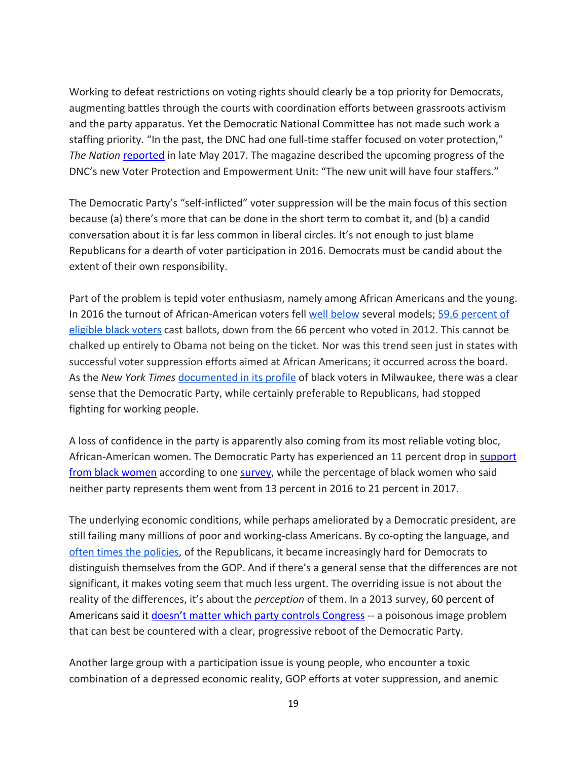Working to defeat restrictions on voting rights should clearly be a top priority for Democrats, augmenting battles through the courts with coordination efforts between grassroots activism and the party apparatus. Yet the Democratic National Committee has not made such work a staffing priority. "In the past, the DNC had one full-time staffer focused on voter protection," *The Nation* reported in late May 2017. The magazine described the upcoming progress of the DNC's new Voter Protection and Empowerment Unit: "The new unit will have four staffers."

The Democratic Party's "self-inflicted" voter suppression will be the main focus of this section because (a) there's more that can be done in the short term to combat it, and (b) a candid conversation about it is far less common in liberal circles. It's not enough to just blame Republicans for a dearth of voter participation in 2016. Democrats must be candid about the extent of their own responsibility.

Part of the problem is tepid voter enthusiasm, namely among African Americans and the young. In 2016 the turnout of African-American voters fell well below several models; 59.6 percent of eligible black voters cast ballots, down from the 66 percent who voted in 2012. This cannot be chalked up entirely to Obama not being on the ticket. Nor was this trend seen just in states with successful voter suppression efforts aimed at African Americans; it occurred across the board. As the *New York Times* documented in its profile of black voters in Milwaukee, there was a clear sense that the Democratic Party, while certainly preferable to Republicans, had stopped fighting for working people.

A loss of confidence in the party is apparently also coming from its most reliable voting bloc, African-American women. The Democratic Party has experienced an 11 percent drop in support from black women according to one survey, while the percentage of black women who said neither party represents them went from 13 percent in 2016 to 21 percent in 2017.

The underlying economic conditions, while perhaps ameliorated by a Democratic president, are still failing many millions of poor and working-class Americans. By co-opting the language, and often times the policies, of the Republicans, it became increasingly hard for Democrats to distinguish themselves from the GOP. And if there's a general sense that the differences are not significant, it makes voting seem that much less urgent. The overriding issue is not about the reality of the differences, it's about the *perception* of them. In a 2013 survey, 60 percent of Americans said it doesn't matter which party controls Congress -- a poisonous image problem that can best be countered with a clear, progressive reboot of the Democratic Party.

Another large group with a participation issue is young people, who encounter a toxic combination of a depressed economic reality, GOP efforts at voter suppression, and anemic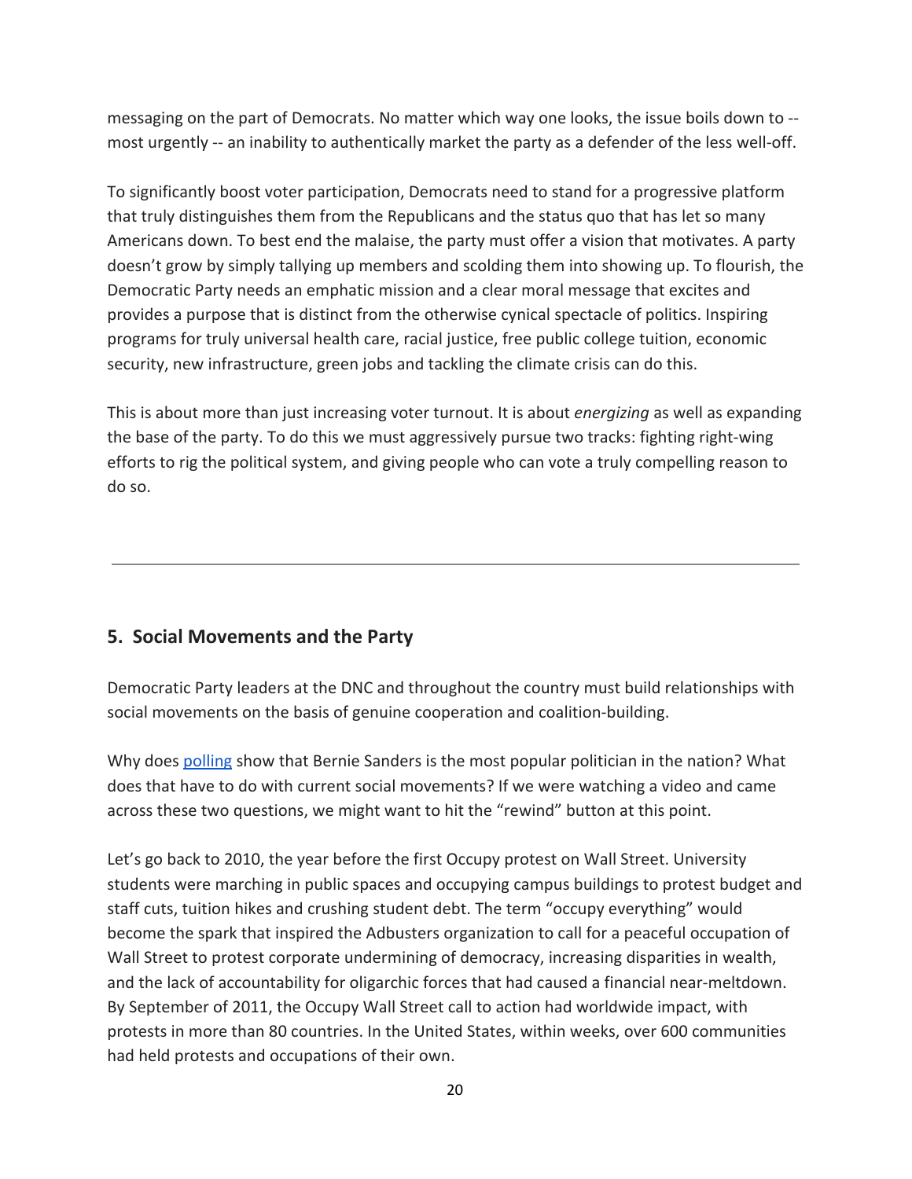messaging on the part of Democrats. No matter which way one looks, the issue boils down to -- most urgently -- an inability to authentically market the party as a defender of the less well-off.

To significantly boost voter participation, Democrats need to stand for a progressive platform that truly distinguishes them from the Republicans and the status quo that has let so many Americans down. To best end the malaise, the party must offer a vision that motivates. A party doesn't grow by simply tallying up members and scolding them into showing up. To flourish, the Democratic Party needs an emphatic mission and a clear moral message that excites and provides a purpose that is distinct from the otherwise cynical spectacle of politics. Inspiring programs for truly universal health care, racial justice, free public college tuition, economic security, new infrastructure, green jobs and tackling the climate crisis can do this.

This is about more than just increasing voter turnout. It is about *energizing* as well as expanding the base of the party. To do this we must aggressively pursue two tracks: fighting right-wing efforts to rig the political system, and giving people who can vote a truly compelling reason to do so.

---

## 5. Social Movements and the Party

Democratic Party leaders at the DNC and throughout the country must build relationships with social movements on the basis of genuine cooperation and coalition-building.

Why does polling show that Bernie Sanders is the most popular politician in the nation? What does that have to do with current social movements? If we were watching a video and came across these two questions, we might want to hit the "rewind" button at this point.

Let's go back to 2010, the year before the first Occupy protest on Wall Street. University students were marching in public spaces and occupying campus buildings to protest budget and staff cuts, tuition hikes and crushing student debt. The term "occupy everything" would become the spark that inspired the Adbusters organization to call for a peaceful occupation of Wall Street to protest corporate undermining of democracy, increasing disparities in wealth, and the lack of accountability for oligarchic forces that had caused a financial near-meltdown. By September of 2011, the Occupy Wall Street call to action had worldwide impact, with protests in more than 80 countries. In the United States, within weeks, over 600 communities had held protests and occupations of their own.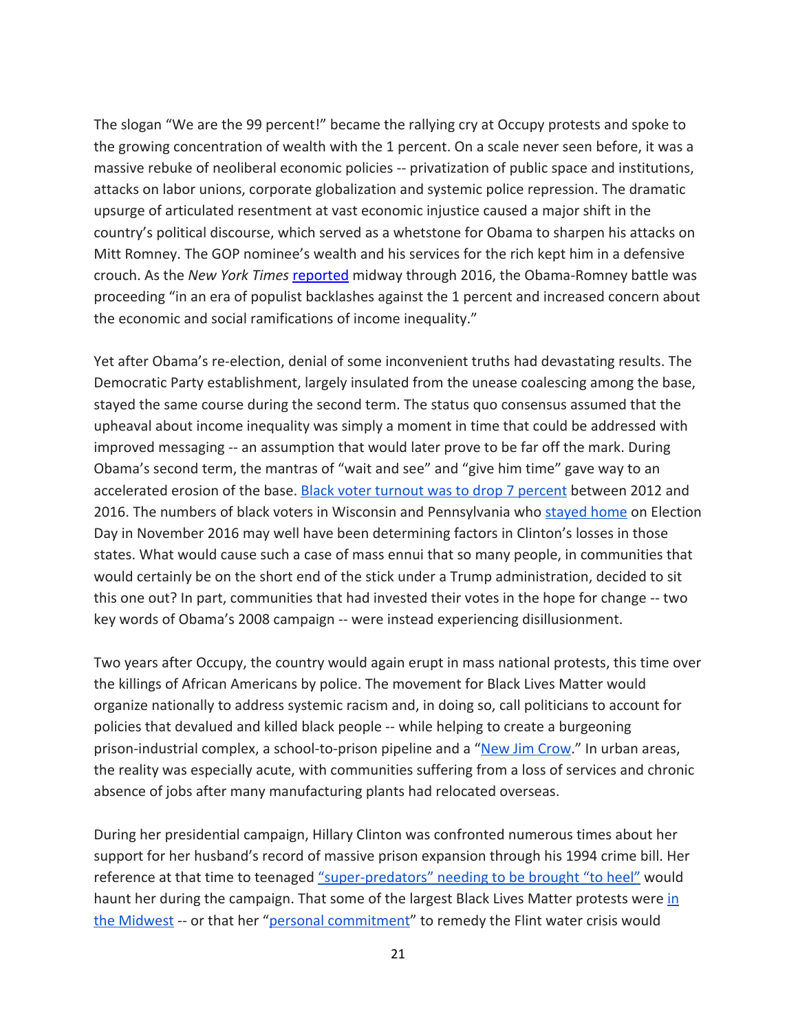The slogan "We are the 99 percent!" became the rallying cry at Occupy protests and spoke to the growing concentration of wealth with the 1 percent. On a scale never seen before, it was a massive rebuke of neoliberal economic policies -- privatization of public space and institutions, attacks on labor unions, corporate globalization and systemic police repression. The dramatic upsurge of articulated resentment at vast economic injustice caused a major shift in the country's political discourse, which served as a whetstone for Obama to sharpen his attacks on Mitt Romney. The GOP nominee's wealth and his services for the rich kept him in a defensive crouch. As the *New York Times* reported midway through 2016, the Obama-Romney battle was proceeding "in an era of populist backlashes against the 1 percent and increased concern about the economic and social ramifications of income inequality."

Yet after Obama's re-election, denial of some inconvenient truths had devastating results. The Democratic Party establishment, largely insulated from the unease coalescing among the base, stayed the same course during the second term. The status quo consensus assumed that the upheaval about income inequality was simply a moment in time that could be addressed with improved messaging -- an assumption that would later prove to be far off the mark. During Obama's second term, the mantras of "wait and see" and "give him time" gave way to an accelerated erosion of the base. Black voter turnout was to drop 7 percent between 2012 and 2016. The numbers of black voters in Wisconsin and Pennsylvania who stayed home on Election Day in November 2016 may well have been determining factors in Clinton's losses in those states. What would cause such a case of mass ennui that so many people, in communities that would certainly be on the short end of the stick under a Trump administration, decided to sit this one out? In part, communities that had invested their votes in the hope for change -- two key words of Obama's 2008 campaign -- were instead experiencing disillusionment.

Two years after Occupy, the country would again erupt in mass national protests, this time over the killings of African Americans by police. The movement for Black Lives Matter would organize nationally to address systemic racism and, in doing so, call politicians to account for policies that devalued and killed black people -- while helping to create a burgeoning prison-industrial complex, a school-to-prison pipeline and a "New Jim Crow." In urban areas, the reality was especially acute, with communities suffering from a loss of services and chronic absence of jobs after many manufacturing plants had relocated overseas.

During her presidential campaign, Hillary Clinton was confronted numerous times about her support for her husband's record of massive prison expansion through his 1994 crime bill. Her reference at that time to teenaged "super-predators" needing to be brought "to heel" would haunt her during the campaign. That some of the largest Black Lives Matter protests were in the Midwest -- or that her "personal commitment" to remedy the Flint water crisis would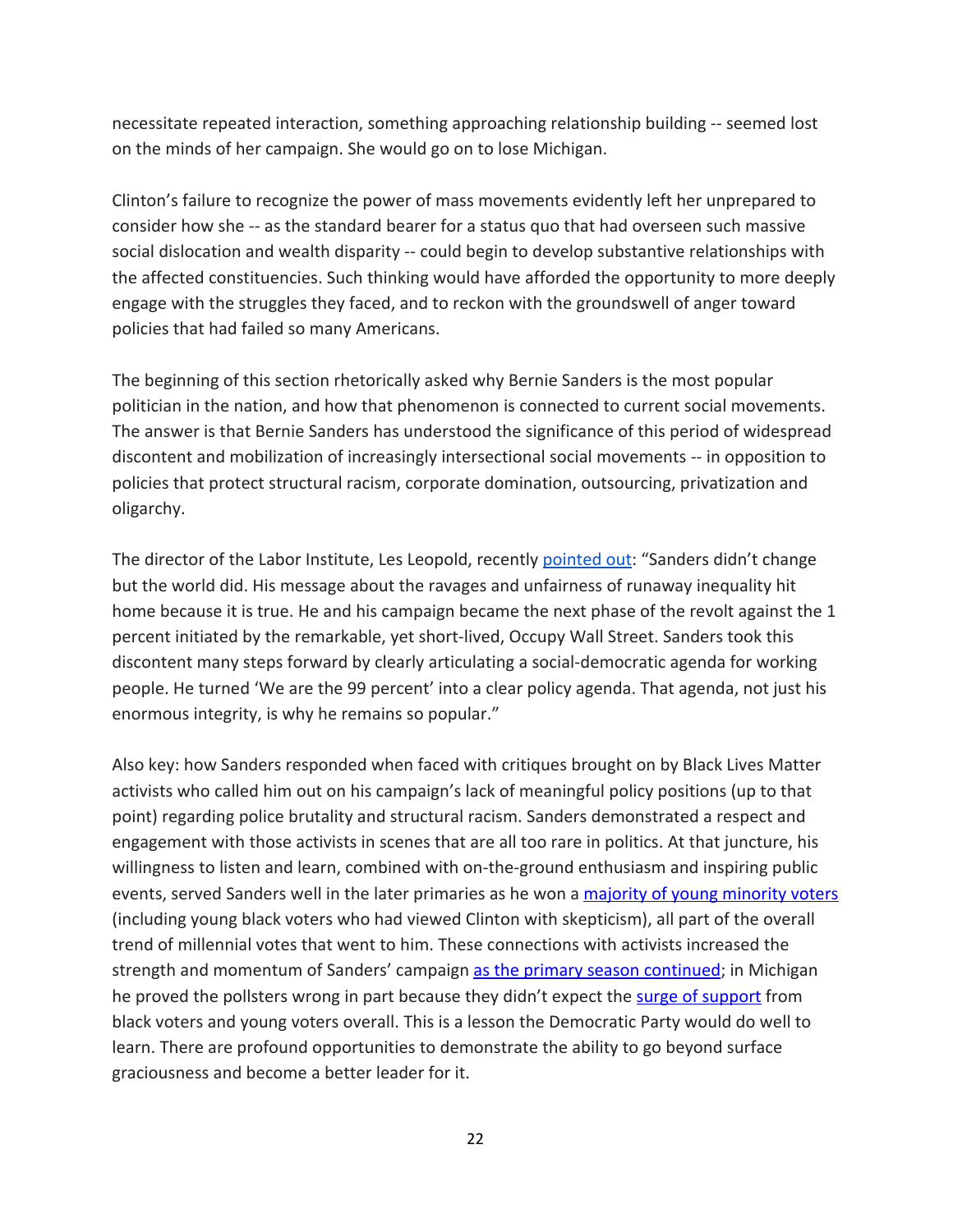necessitate repeated interaction, something approaching relationship building -- seemed lost on the minds of her campaign. She would go on to lose Michigan.

Clinton's failure to recognize the power of mass movements evidently left her unprepared to consider how she -- as the standard bearer for a status quo that had overseen such massive social dislocation and wealth disparity -- could begin to develop substantive relationships with the affected constituencies. Such thinking would have afforded the opportunity to more deeply engage with the struggles they faced, and to reckon with the groundswell of anger toward policies that had failed so many Americans.

The beginning of this section rhetorically asked why Bernie Sanders is the most popular politician in the nation, and how that phenomenon is connected to current social movements. The answer is that Bernie Sanders has understood the significance of this period of widespread discontent and mobilization of increasingly intersectional social movements -- in opposition to policies that protect structural racism, corporate domination, outsourcing, privatization and oligarchy.

The director of the Labor Institute, Les Leopold, recently pointed out: "Sanders didn't change but the world did. His message about the ravages and unfairness of runaway inequality hit home because it is true. He and his campaign became the next phase of the revolt against the 1 percent initiated by the remarkable, yet short-lived, Occupy Wall Street. Sanders took this discontent many steps forward by clearly articulating a social-democratic agenda for working people. He turned 'We are the 99 percent' into a clear policy agenda. That agenda, not just his enormous integrity, is why he remains so popular."

Also key: how Sanders responded when faced with critiques brought on by Black Lives Matter activists who called him out on his campaign's lack of meaningful policy positions (up to that point) regarding police brutality and structural racism. Sanders demonstrated a respect and engagement with those activists in scenes that are all too rare in politics. At that juncture, his willingness to listen and learn, combined with on-the-ground enthusiasm and inspiring public events, served Sanders well in the later primaries as he won a majority of young minority voters (including young black voters who had viewed Clinton with skepticism), all part of the overall trend of millennial votes that went to him. These connections with activists increased the strength and momentum of Sanders' campaign as the primary season continued; in Michigan he proved the pollsters wrong in part because they didn't expect the surge of support from black voters and young voters overall. This is a lesson the Democratic Party would do well to learn. There are profound opportunities to demonstrate the ability to go beyond surface graciousness and become a better leader for it.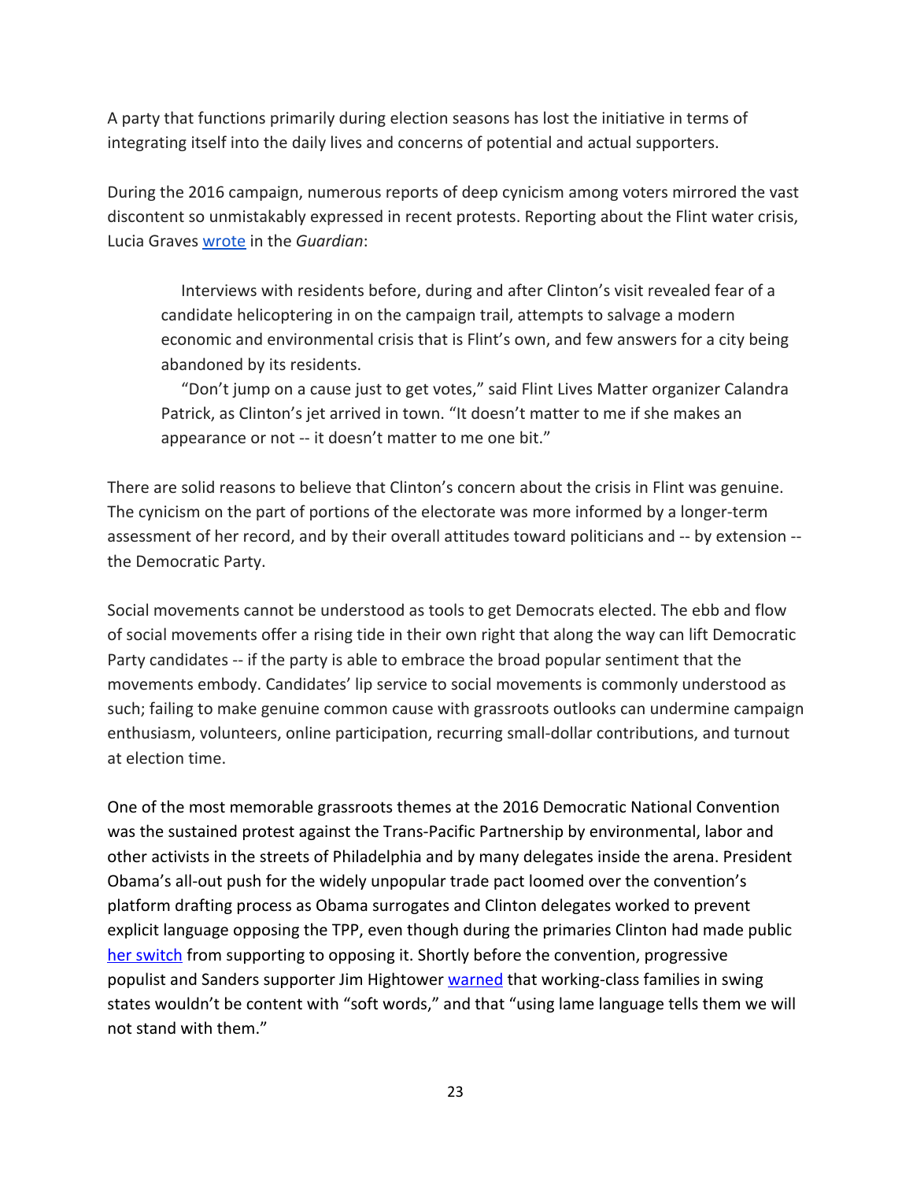A party that functions primarily during election seasons has lost the initiative in terms of integrating itself into the daily lives and concerns of potential and actual supporters.

During the 2016 campaign, numerous reports of deep cynicism among voters mirrored the vast discontent so unmistakably expressed in recent protests. Reporting about the Flint water crisis, Lucia Graves wrote in the *Guardian*:

> Interviews with residents before, during and after Clinton's visit revealed fear of a candidate helicoptering in on the campaign trail, attempts to salvage a modern economic and environmental crisis that is Flint's own, and few answers for a city being abandoned by its residents.
>
> "Don't jump on a cause just to get votes," said Flint Lives Matter organizer Calandra Patrick, as Clinton's jet arrived in town. "It doesn't matter to me if she makes an appearance or not -- it doesn't matter to me one bit."

There are solid reasons to believe that Clinton's concern about the crisis in Flint was genuine. The cynicism on the part of portions of the electorate was more informed by a longer-term assessment of her record, and by their overall attitudes toward politicians and -- by extension -- the Democratic Party.

Social movements cannot be understood as tools to get Democrats elected. The ebb and flow of social movements offer a rising tide in their own right that along the way can lift Democratic Party candidates -- if the party is able to embrace the broad popular sentiment that the movements embody. Candidates' lip service to social movements is commonly understood as such; failing to make genuine common cause with grassroots outlooks can undermine campaign enthusiasm, volunteers, online participation, recurring small-dollar contributions, and turnout at election time.

One of the most memorable grassroots themes at the 2016 Democratic National Convention was the sustained protest against the Trans-Pacific Partnership by environmental, labor and other activists in the streets of Philadelphia and by many delegates inside the arena. President Obama's all-out push for the widely unpopular trade pact loomed over the convention's platform drafting process as Obama surrogates and Clinton delegates worked to prevent explicit language opposing the TPP, even though during the primaries Clinton had made public her switch from supporting to opposing it. Shortly before the convention, progressive populist and Sanders supporter Jim Hightower warned that working-class families in swing states wouldn't be content with "soft words," and that "using lame language tells them we will not stand with them."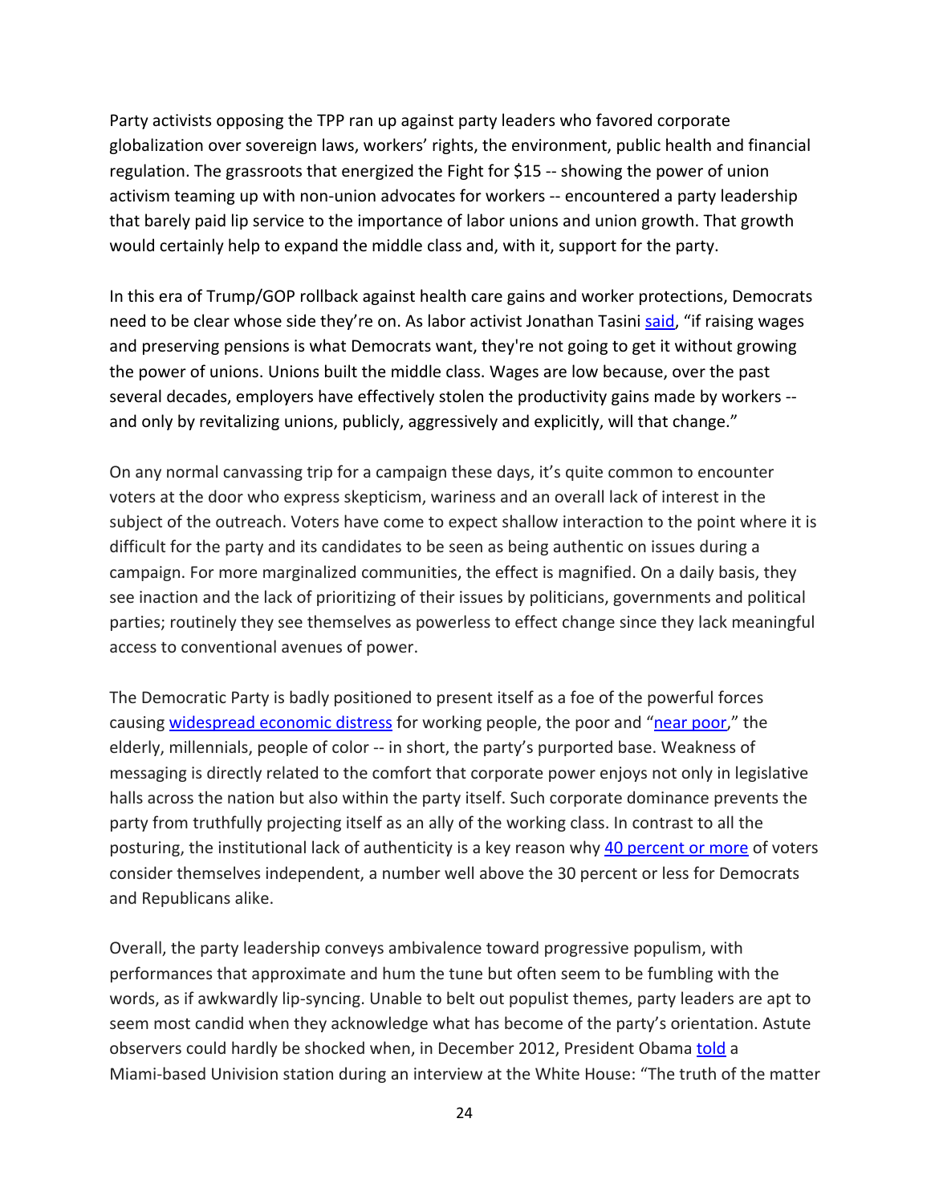Party activists opposing the TPP ran up against party leaders who favored corporate globalization over sovereign laws, workers' rights, the environment, public health and financial regulation. The grassroots that energized the Fight for $15 -- showing the power of union activism teaming up with non-union advocates for workers -- encountered a party leadership that barely paid lip service to the importance of labor unions and union growth. That growth would certainly help to expand the middle class and, with it, support for the party.

In this era of Trump/GOP rollback against health care gains and worker protections, Democrats need to be clear whose side they're on. As labor activist Jonathan Tasini said, "if raising wages and preserving pensions is what Democrats want, they're not going to get it without growing the power of unions. Unions built the middle class. Wages are low because, over the past several decades, employers have effectively stolen the productivity gains made by workers -- and only by revitalizing unions, publicly, aggressively and explicitly, will that change."

On any normal canvassing trip for a campaign these days, it's quite common to encounter voters at the door who express skepticism, wariness and an overall lack of interest in the subject of the outreach. Voters have come to expect shallow interaction to the point where it is difficult for the party and its candidates to be seen as being authentic on issues during a campaign. For more marginalized communities, the effect is magnified. On a daily basis, they see inaction and the lack of prioritizing of their issues by politicians, governments and political parties; routinely they see themselves as powerless to effect change since they lack meaningful access to conventional avenues of power.

The Democratic Party is badly positioned to present itself as a foe of the powerful forces causing widespread economic distress for working people, the poor and "near poor," the elderly, millennials, people of color -- in short, the party's purported base. Weakness of messaging is directly related to the comfort that corporate power enjoys not only in legislative halls across the nation but also within the party itself. Such corporate dominance prevents the party from truthfully projecting itself as an ally of the working class. In contrast to all the posturing, the institutional lack of authenticity is a key reason why 40 percent or more of voters consider themselves independent, a number well above the 30 percent or less for Democrats and Republicans alike.

Overall, the party leadership conveys ambivalence toward progressive populism, with performances that approximate and hum the tune but often seem to be fumbling with the words, as if awkwardly lip-syncing. Unable to belt out populist themes, party leaders are apt to seem most candid when they acknowledge what has become of the party's orientation. Astute observers could hardly be shocked when, in December 2012, President Obama told a Miami-based Univision station during an interview at the White House: "The truth of the matter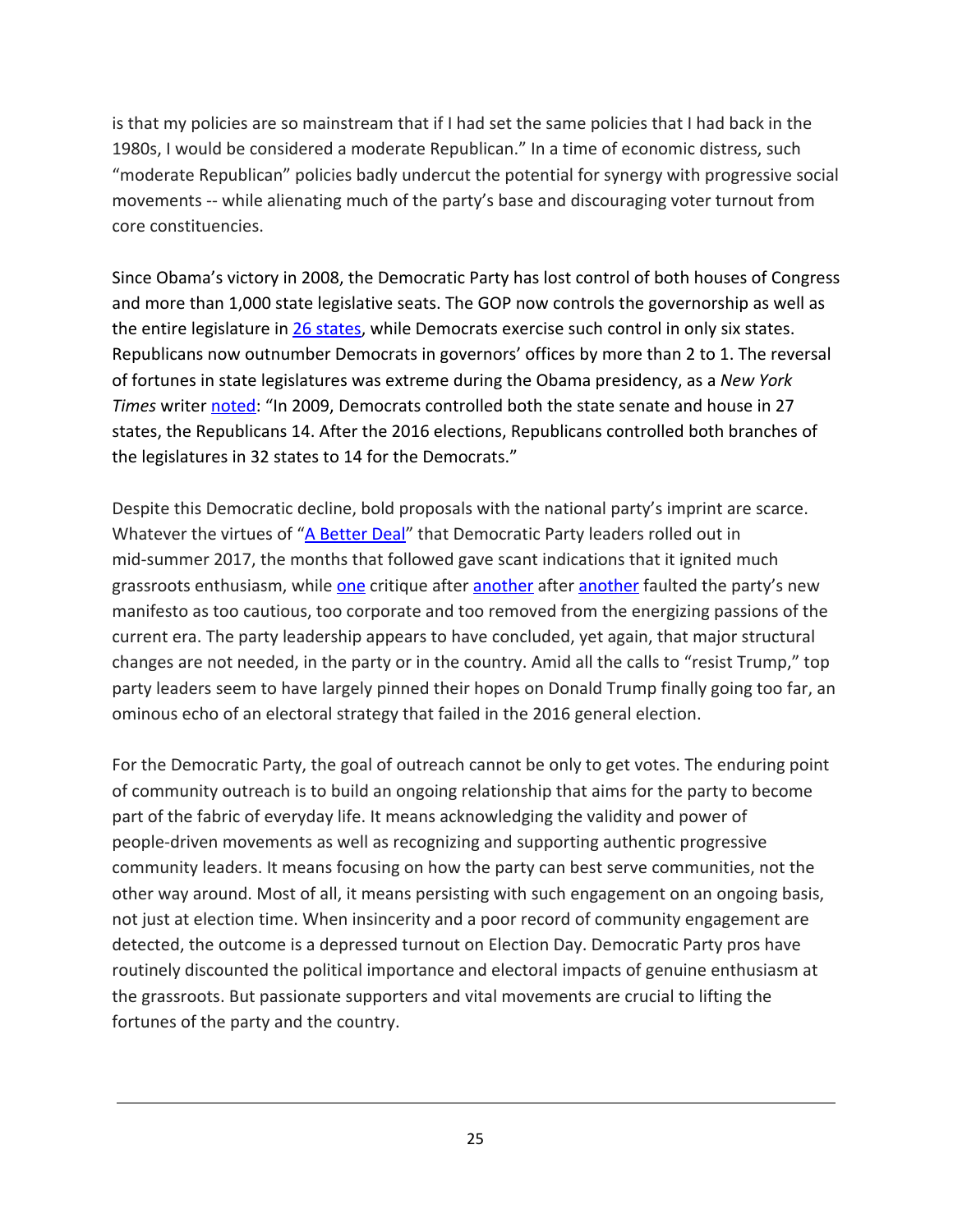is that my policies are so mainstream that if I had set the same policies that I had back in the 1980s, I would be considered a moderate Republican." In a time of economic distress, such "moderate Republican" policies badly undercut the potential for synergy with progressive social movements -- while alienating much of the party's base and discouraging voter turnout from core constituencies.

Since Obama's victory in 2008, the Democratic Party has lost control of both houses of Congress and more than 1,000 state legislative seats. The GOP now controls the governorship as well as the entire legislature in 26 states, while Democrats exercise such control in only six states. Republicans now outnumber Democrats in governors' offices by more than 2 to 1. The reversal of fortunes in state legislatures was extreme during the Obama presidency, as a *New York Times* writer noted: "In 2009, Democrats controlled both the state senate and house in 27 states, the Republicans 14. After the 2016 elections, Republicans controlled both branches of the legislatures in 32 states to 14 for the Democrats."

Despite this Democratic decline, bold proposals with the national party's imprint are scarce. Whatever the virtues of "A Better Deal" that Democratic Party leaders rolled out in mid-summer 2017, the months that followed gave scant indications that it ignited much grassroots enthusiasm, while one critique after another after another faulted the party's new manifesto as too cautious, too corporate and too removed from the energizing passions of the current era. The party leadership appears to have concluded, yet again, that major structural changes are not needed, in the party or in the country. Amid all the calls to "resist Trump," top party leaders seem to have largely pinned their hopes on Donald Trump finally going too far, an ominous echo of an electoral strategy that failed in the 2016 general election.

For the Democratic Party, the goal of outreach cannot be only to get votes. The enduring point of community outreach is to build an ongoing relationship that aims for the party to become part of the fabric of everyday life. It means acknowledging the validity and power of people-driven movements as well as recognizing and supporting authentic progressive community leaders. It means focusing on how the party can best serve communities, not the other way around. Most of all, it means persisting with such engagement on an ongoing basis, not just at election time. When insincerity and a poor record of community engagement are detected, the outcome is a depressed turnout on Election Day. Democratic Party pros have routinely discounted the political importance and electoral impacts of genuine enthusiasm at the grassroots. But passionate supporters and vital movements are crucial to lifting the fortunes of the party and the country.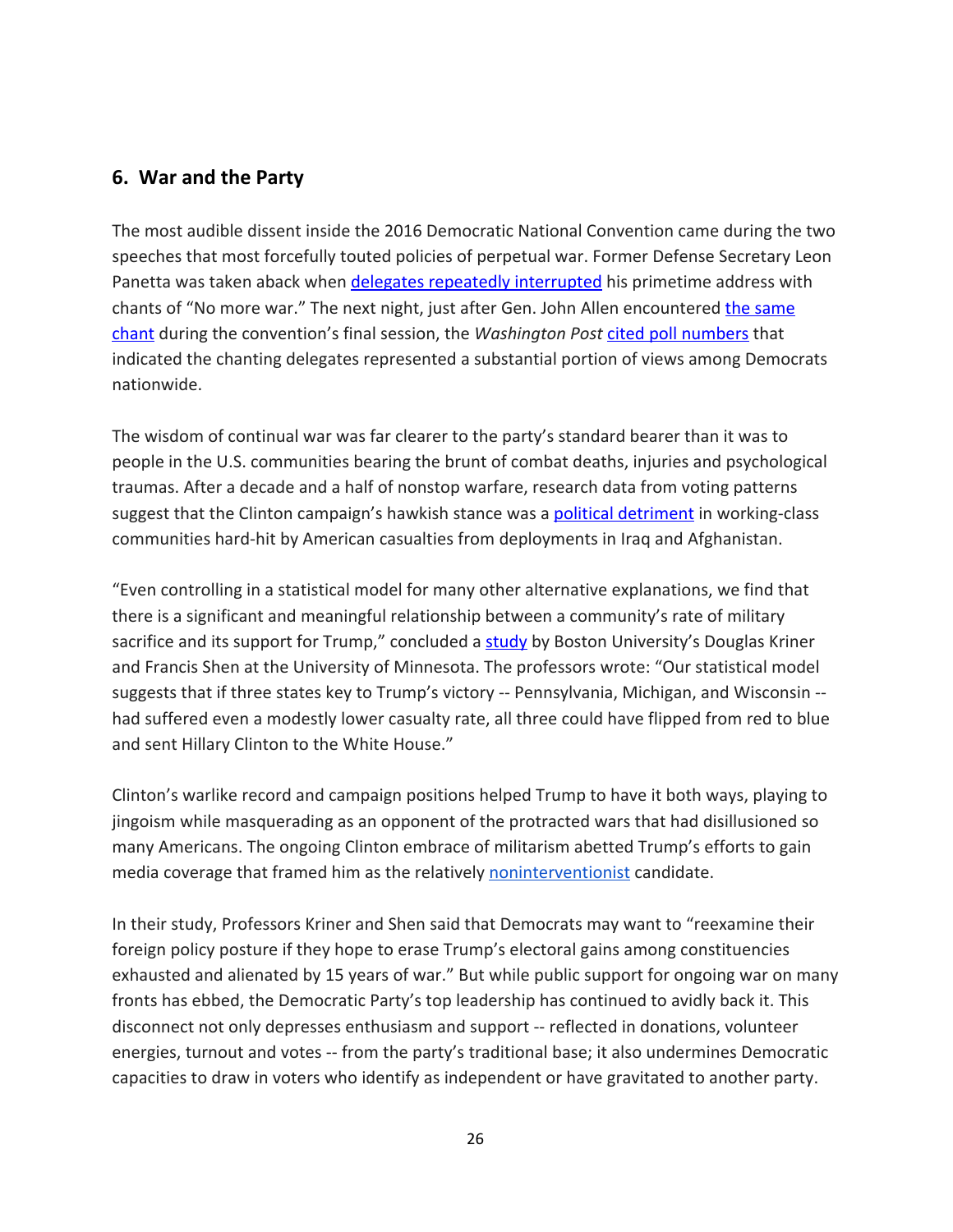## 6. War and the Party

The most audible dissent inside the 2016 Democratic National Convention came during the two speeches that most forcefully touted policies of perpetual war. Former Defense Secretary Leon Panetta was taken aback when delegates repeatedly interrupted his primetime address with chants of "No more war." The next night, just after Gen. John Allen encountered the same chant during the convention's final session, the *Washington Post* cited poll numbers that indicated the chanting delegates represented a substantial portion of views among Democrats nationwide.

The wisdom of continual war was far clearer to the party's standard bearer than it was to people in the U.S. communities bearing the brunt of combat deaths, injuries and psychological traumas. After a decade and a half of nonstop warfare, research data from voting patterns suggest that the Clinton campaign's hawkish stance was a political detriment in working-class communities hard-hit by American casualties from deployments in Iraq and Afghanistan.

"Even controlling in a statistical model for many other alternative explanations, we find that there is a significant and meaningful relationship between a community's rate of military sacrifice and its support for Trump," concluded a study by Boston University's Douglas Kriner and Francis Shen at the University of Minnesota. The professors wrote: "Our statistical model suggests that if three states key to Trump's victory -- Pennsylvania, Michigan, and Wisconsin -- had suffered even a modestly lower casualty rate, all three could have flipped from red to blue and sent Hillary Clinton to the White House."

Clinton's warlike record and campaign positions helped Trump to have it both ways, playing to jingoism while masquerading as an opponent of the protracted wars that had disillusioned so many Americans. The ongoing Clinton embrace of militarism abetted Trump's efforts to gain media coverage that framed him as the relatively noninterventionist candidate.

In their study, Professors Kriner and Shen said that Democrats may want to "reexamine their foreign policy posture if they hope to erase Trump's electoral gains among constituencies exhausted and alienated by 15 years of war." But while public support for ongoing war on many fronts has ebbed, the Democratic Party's top leadership has continued to avidly back it. This disconnect not only depresses enthusiasm and support -- reflected in donations, volunteer energies, turnout and votes -- from the party's traditional base; it also undermines Democratic capacities to draw in voters who identify as independent or have gravitated to another party.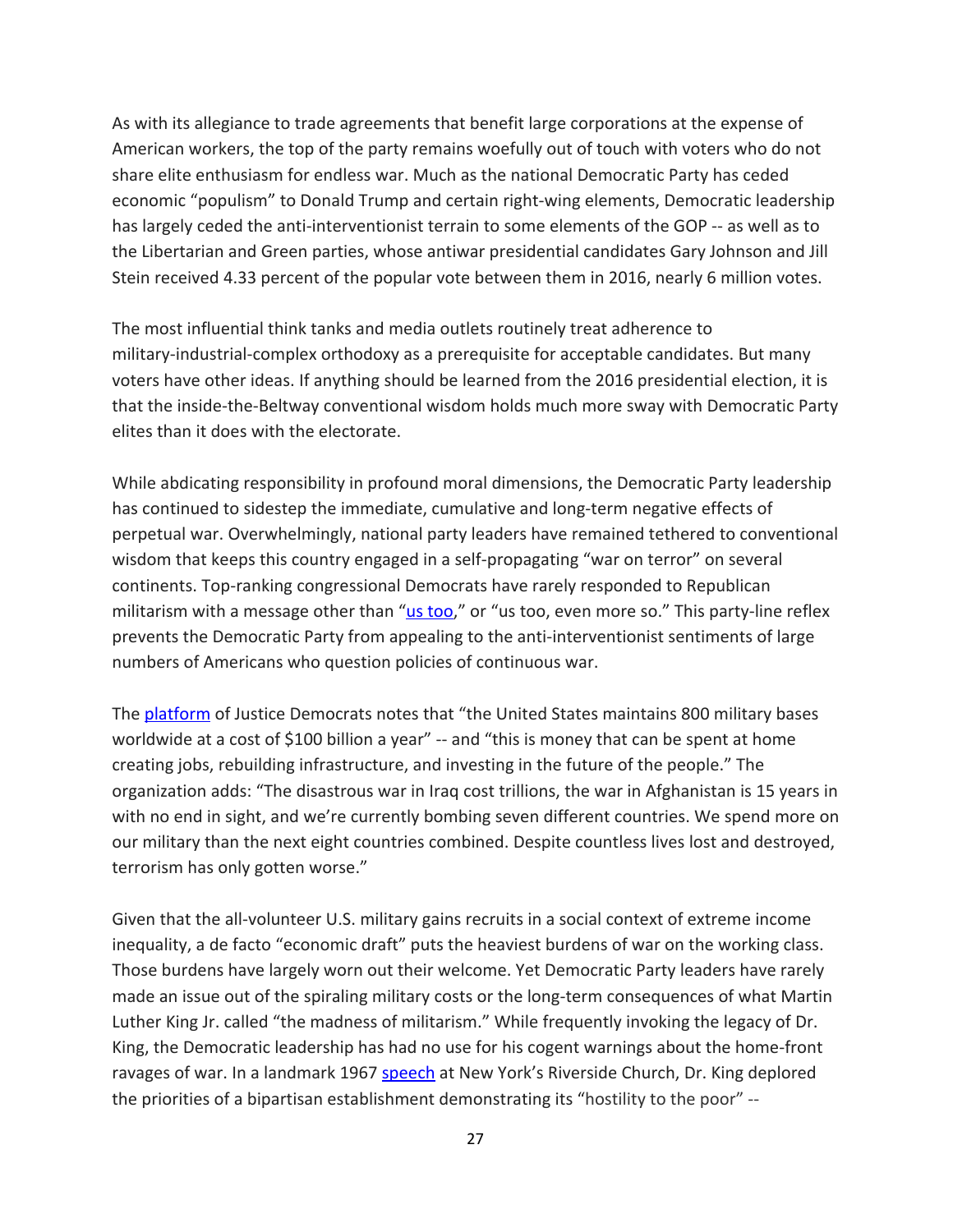As with its allegiance to trade agreements that benefit large corporations at the expense of American workers, the top of the party remains woefully out of touch with voters who do not share elite enthusiasm for endless war. Much as the national Democratic Party has ceded economic "populism" to Donald Trump and certain right-wing elements, Democratic leadership has largely ceded the anti-interventionist terrain to some elements of the GOP -- as well as to the Libertarian and Green parties, whose antiwar presidential candidates Gary Johnson and Jill Stein received 4.33 percent of the popular vote between them in 2016, nearly 6 million votes.

The most influential think tanks and media outlets routinely treat adherence to military-industrial-complex orthodoxy as a prerequisite for acceptable candidates. But many voters have other ideas. If anything should be learned from the 2016 presidential election, it is that the inside-the-Beltway conventional wisdom holds much more sway with Democratic Party elites than it does with the electorate.

While abdicating responsibility in profound moral dimensions, the Democratic Party leadership has continued to sidestep the immediate, cumulative and long-term negative effects of perpetual war. Overwhelmingly, national party leaders have remained tethered to conventional wisdom that keeps this country engaged in a self-propagating "war on terror" on several continents. Top-ranking congressional Democrats have rarely responded to Republican militarism with a message other than "us too," or "us too, even more so." This party-line reflex prevents the Democratic Party from appealing to the anti-interventionist sentiments of large numbers of Americans who question policies of continuous war.

The platform of Justice Democrats notes that "the United States maintains 800 military bases worldwide at a cost of $100 billion a year" -- and "this is money that can be spent at home creating jobs, rebuilding infrastructure, and investing in the future of the people." The organization adds: "The disastrous war in Iraq cost trillions, the war in Afghanistan is 15 years in with no end in sight, and we're currently bombing seven different countries. We spend more on our military than the next eight countries combined. Despite countless lives lost and destroyed, terrorism has only gotten worse."

Given that the all-volunteer U.S. military gains recruits in a social context of extreme income inequality, a de facto "economic draft" puts the heaviest burdens of war on the working class. Those burdens have largely worn out their welcome. Yet Democratic Party leaders have rarely made an issue out of the spiraling military costs or the long-term consequences of what Martin Luther King Jr. called "the madness of militarism." While frequently invoking the legacy of Dr. King, the Democratic leadership has had no use for his cogent warnings about the home-front ravages of war. In a landmark 1967 speech at New York's Riverside Church, Dr. King deplored the priorities of a bipartisan establishment demonstrating its "hostility to the poor" --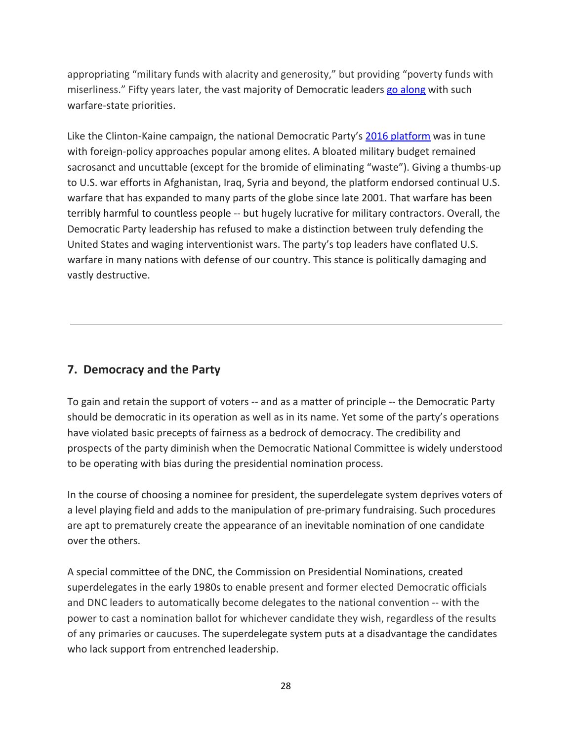appropriating "military funds with alacrity and generosity," but providing "poverty funds with miserliness." Fifty years later, the vast majority of Democratic leaders go along with such warfare-state priorities.

Like the Clinton-Kaine campaign, the national Democratic Party's 2016 platform was in tune with foreign-policy approaches popular among elites. A bloated military budget remained sacrosanct and uncuttable (except for the bromide of eliminating "waste"). Giving a thumbs-up to U.S. war efforts in Afghanistan, Iraq, Syria and beyond, the platform endorsed continual U.S. warfare that has expanded to many parts of the globe since late 2001. That warfare has been terribly harmful to countless people -- but hugely lucrative for military contractors. Overall, the Democratic Party leadership has refused to make a distinction between truly defending the United States and waging interventionist wars. The party's top leaders have conflated U.S. warfare in many nations with defense of our country. This stance is politically damaging and vastly destructive.

---

## 7. Democracy and the Party

To gain and retain the support of voters -- and as a matter of principle -- the Democratic Party should be democratic in its operation as well as in its name. Yet some of the party's operations have violated basic precepts of fairness as a bedrock of democracy. The credibility and prospects of the party diminish when the Democratic National Committee is widely understood to be operating with bias during the presidential nomination process.

In the course of choosing a nominee for president, the superdelegate system deprives voters of a level playing field and adds to the manipulation of pre-primary fundraising. Such procedures are apt to prematurely create the appearance of an inevitable nomination of one candidate over the others.

A special committee of the DNC, the Commission on Presidential Nominations, created superdelegates in the early 1980s to enable present and former elected Democratic officials and DNC leaders to automatically become delegates to the national convention -- with the power to cast a nomination ballot for whichever candidate they wish, regardless of the results of any primaries or caucuses. The superdelegate system puts at a disadvantage the candidates who lack support from entrenched leadership.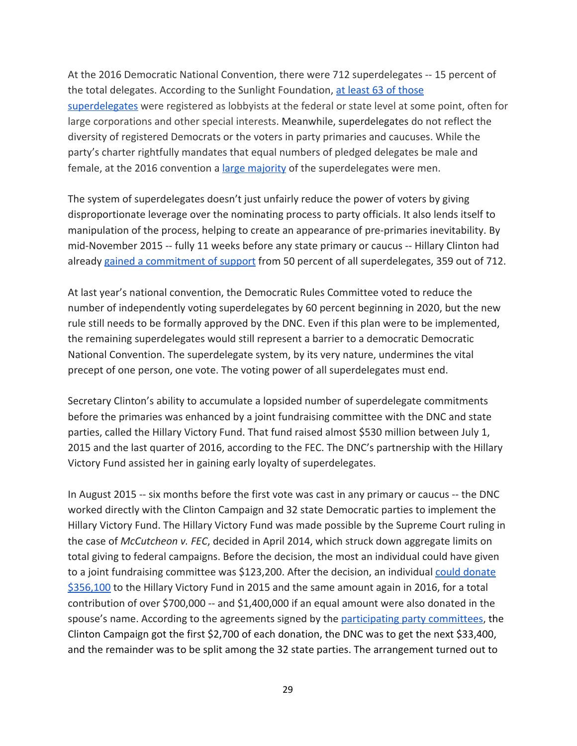At the 2016 Democratic National Convention, there were 712 superdelegates -- 15 percent of the total delegates. According to the Sunlight Foundation, [at least 63 of those superdelegates] were registered as lobbyists at the federal or state level at some point, often for large corporations and other special interests. Meanwhile, superdelegates do not reflect the diversity of registered Democrats or the voters in party primaries and caucuses. While the party's charter rightfully mandates that equal numbers of pledged delegates be male and female, at the 2016 convention a [large majority] of the superdelegates were men.

The system of superdelegates doesn't just unfairly reduce the power of voters by giving disproportionate leverage over the nominating process to party officials. It also lends itself to manipulation of the process, helping to create an appearance of pre-primaries inevitability. By mid-November 2015 -- fully 11 weeks before any state primary or caucus -- Hillary Clinton had already [gained a commitment of support] from 50 percent of all superdelegates, 359 out of 712.

At last year's national convention, the Democratic Rules Committee voted to reduce the number of independently voting superdelegates by 60 percent beginning in 2020, but the new rule still needs to be formally approved by the DNC. Even if this plan were to be implemented, the remaining superdelegates would still represent a barrier to a democratic Democratic National Convention. The superdelegate system, by its very nature, undermines the vital precept of one person, one vote. The voting power of all superdelegates must end.

Secretary Clinton's ability to accumulate a lopsided number of superdelegate commitments before the primaries was enhanced by a joint fundraising committee with the DNC and state parties, called the Hillary Victory Fund. That fund raised almost $530 million between July 1, 2015 and the last quarter of 2016, according to the FEC. The DNC's partnership with the Hillary Victory Fund assisted her in gaining early loyalty of superdelegates.

In August 2015 -- six months before the first vote was cast in any primary or caucus -- the DNC worked directly with the Clinton Campaign and 32 state Democratic parties to implement the Hillary Victory Fund. The Hillary Victory Fund was made possible by the Supreme Court ruling in the case of *McCutcheon v. FEC*, decided in April 2014, which struck down aggregate limits on total giving to federal campaigns. Before the decision, the most an individual could have given to a joint fundraising committee was $123,200. After the decision, an individual [could donate $356,100] to the Hillary Victory Fund in 2015 and the same amount again in 2016, for a total contribution of over $700,000 -- and $1,400,000 if an equal amount were also donated in the spouse's name. According to the agreements signed by the [participating party committees], the Clinton Campaign got the first $2,700 of each donation, the DNC was to get the next $33,400, and the remainder was to be split among the 32 state parties. The arrangement turned out to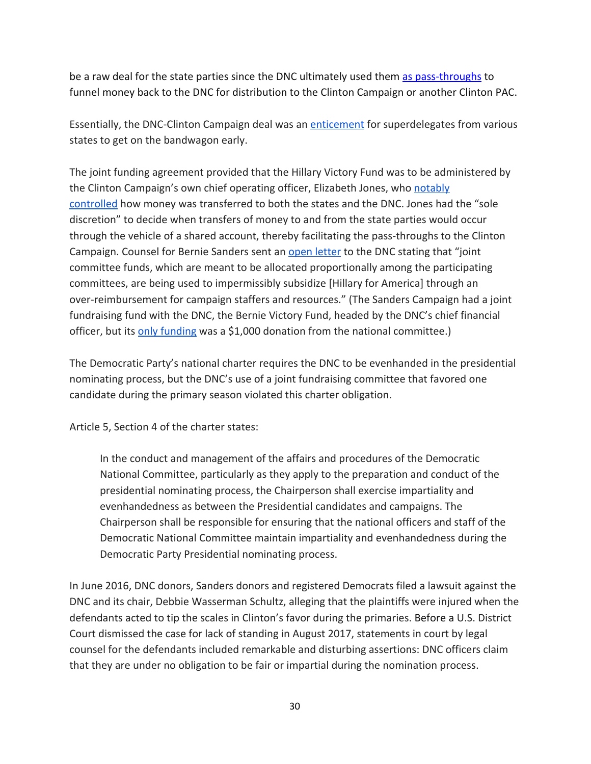be a raw deal for the state parties since the DNC ultimately used them as pass-throughs to funnel money back to the DNC for distribution to the Clinton Campaign or another Clinton PAC.

Essentially, the DNC-Clinton Campaign deal was an enticement for superdelegates from various states to get on the bandwagon early.

The joint funding agreement provided that the Hillary Victory Fund was to be administered by the Clinton Campaign's own chief operating officer, Elizabeth Jones, who notably controlled how money was transferred to both the states and the DNC. Jones had the "sole discretion" to decide when transfers of money to and from the state parties would occur through the vehicle of a shared account, thereby facilitating the pass-throughs to the Clinton Campaign. Counsel for Bernie Sanders sent an open letter to the DNC stating that "joint committee funds, which are meant to be allocated proportionally among the participating committees, are being used to impermissibly subsidize [Hillary for America] through an over-reimbursement for campaign staffers and resources." (The Sanders Campaign had a joint fundraising fund with the DNC, the Bernie Victory Fund, headed by the DNC's chief financial officer, but its only funding was a $1,000 donation from the national committee.)

The Democratic Party's national charter requires the DNC to be evenhanded in the presidential nominating process, but the DNC's use of a joint fundraising committee that favored one candidate during the primary season violated this charter obligation.

Article 5, Section 4 of the charter states:

> In the conduct and management of the affairs and procedures of the Democratic National Committee, particularly as they apply to the preparation and conduct of the presidential nominating process, the Chairperson shall exercise impartiality and evenhandedness as between the Presidential candidates and campaigns. The Chairperson shall be responsible for ensuring that the national officers and staff of the Democratic National Committee maintain impartiality and evenhandedness during the Democratic Party Presidential nominating process.

In June 2016, DNC donors, Sanders donors and registered Democrats filed a lawsuit against the DNC and its chair, Debbie Wasserman Schultz, alleging that the plaintiffs were injured when the defendants acted to tip the scales in Clinton's favor during the primaries. Before a U.S. District Court dismissed the case for lack of standing in August 2017, statements in court by legal counsel for the defendants included remarkable and disturbing assertions: DNC officers claim that they are under no obligation to be fair or impartial during the nomination process.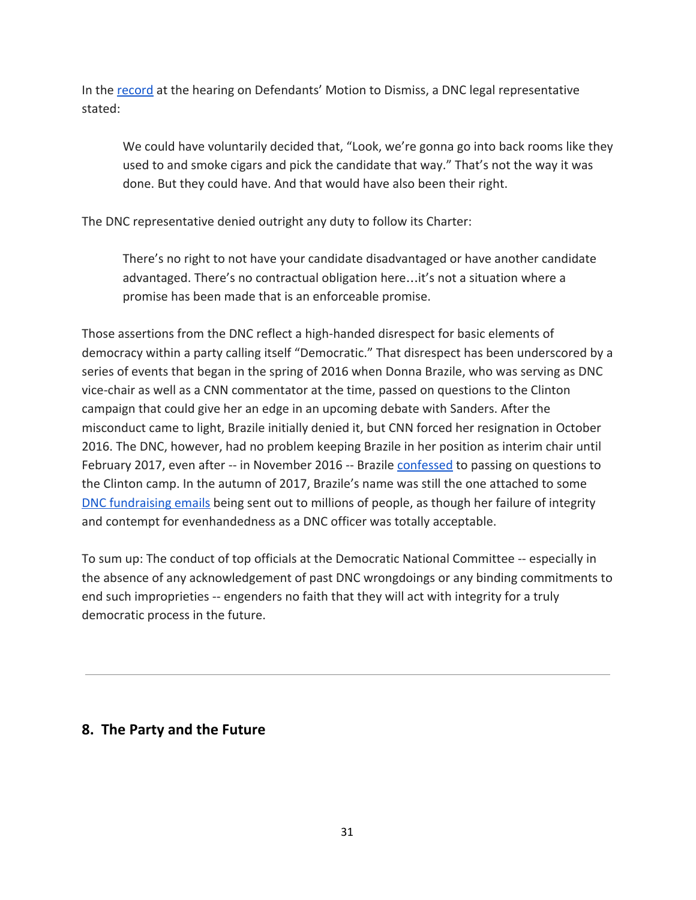In the record at the hearing on Defendants' Motion to Dismiss, a DNC legal representative stated:

> We could have voluntarily decided that, "Look, we're gonna go into back rooms like they used to and smoke cigars and pick the candidate that way." That's not the way it was done. But they could have. And that would have also been their right.

The DNC representative denied outright any duty to follow its Charter:

> There's no right to not have your candidate disadvantaged or have another candidate advantaged. There's no contractual obligation here…it's not a situation where a promise has been made that is an enforceable promise.

Those assertions from the DNC reflect a high-handed disrespect for basic elements of democracy within a party calling itself "Democratic." That disrespect has been underscored by a series of events that began in the spring of 2016 when Donna Brazile, who was serving as DNC vice-chair as well as a CNN commentator at the time, passed on questions to the Clinton campaign that could give her an edge in an upcoming debate with Sanders. After the misconduct came to light, Brazile initially denied it, but CNN forced her resignation in October 2016. The DNC, however, had no problem keeping Brazile in her position as interim chair until February 2017, even after -- in November 2016 -- Brazile confessed to passing on questions to the Clinton camp. In the autumn of 2017, Brazile's name was still the one attached to some DNC fundraising emails being sent out to millions of people, as though her failure of integrity and contempt for evenhandedness as a DNC officer was totally acceptable.

To sum up: The conduct of top officials at the Democratic National Committee -- especially in the absence of any acknowledgement of past DNC wrongdoings or any binding commitments to end such improprieties -- engenders no faith that they will act with integrity for a truly democratic process in the future.

---

## 8. The Party and the Future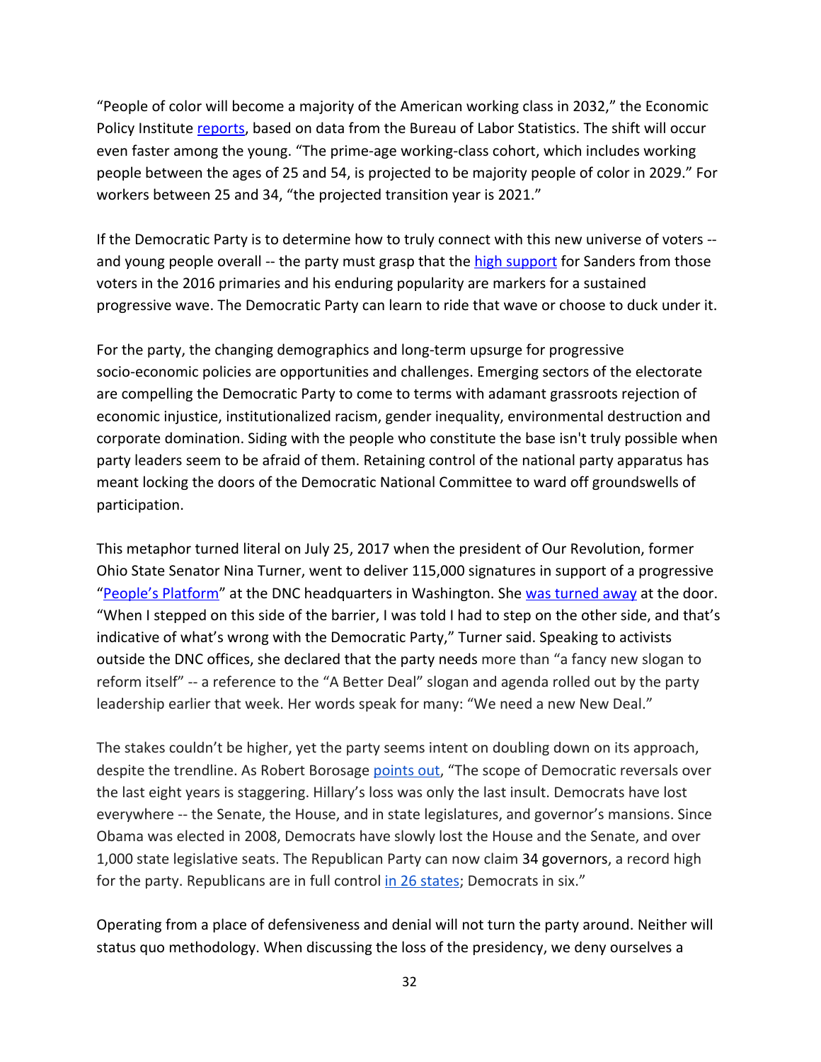"People of color will become a majority of the American working class in 2032," the Economic Policy Institute reports, based on data from the Bureau of Labor Statistics. The shift will occur even faster among the young. "The prime-age working-class cohort, which includes working people between the ages of 25 and 54, is projected to be majority people of color in 2029." For workers between 25 and 34, "the projected transition year is 2021."

If the Democratic Party is to determine how to truly connect with this new universe of voters -- and young people overall -- the party must grasp that the high support for Sanders from those voters in the 2016 primaries and his enduring popularity are markers for a sustained progressive wave. The Democratic Party can learn to ride that wave or choose to duck under it.

For the party, the changing demographics and long-term upsurge for progressive socio-economic policies are opportunities and challenges. Emerging sectors of the electorate are compelling the Democratic Party to come to terms with adamant grassroots rejection of economic injustice, institutionalized racism, gender inequality, environmental destruction and corporate domination. Siding with the people who constitute the base isn't truly possible when party leaders seem to be afraid of them. Retaining control of the national party apparatus has meant locking the doors of the Democratic National Committee to ward off groundswells of participation.

This metaphor turned literal on July 25, 2017 when the president of Our Revolution, former Ohio State Senator Nina Turner, went to deliver 115,000 signatures in support of a progressive "People's Platform" at the DNC headquarters in Washington. She was turned away at the door. "When I stepped on this side of the barrier, I was told I had to step on the other side, and that's indicative of what's wrong with the Democratic Party," Turner said. Speaking to activists outside the DNC offices, she declared that the party needs more than "a fancy new slogan to reform itself" -- a reference to the "A Better Deal" slogan and agenda rolled out by the party leadership earlier that week. Her words speak for many: "We need a new New Deal."

The stakes couldn't be higher, yet the party seems intent on doubling down on its approach, despite the trendline. As Robert Borosage points out, "The scope of Democratic reversals over the last eight years is staggering. Hillary's loss was only the last insult. Democrats have lost everywhere -- the Senate, the House, and in state legislatures, and governor's mansions. Since Obama was elected in 2008, Democrats have slowly lost the House and the Senate, and over 1,000 state legislative seats. The Republican Party can now claim 34 governors, a record high for the party. Republicans are in full control in 26 states; Democrats in six."

Operating from a place of defensiveness and denial will not turn the party around. Neither will status quo methodology. When discussing the loss of the presidency, we deny ourselves a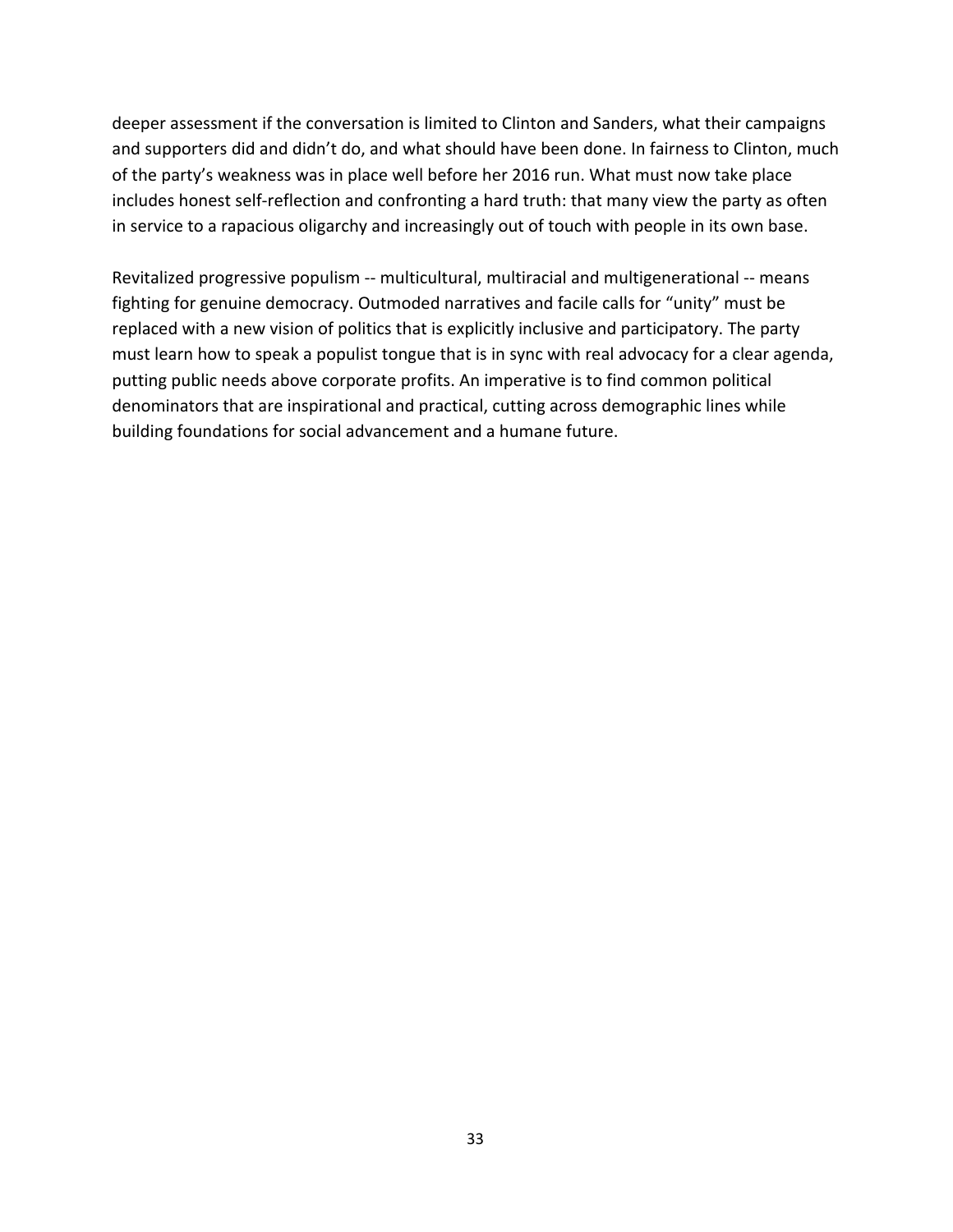deeper assessment if the conversation is limited to Clinton and Sanders, what their campaigns and supporters did and didn't do, and what should have been done. In fairness to Clinton, much of the party's weakness was in place well before her 2016 run. What must now take place includes honest self-reflection and confronting a hard truth: that many view the party as often in service to a rapacious oligarchy and increasingly out of touch with people in its own base.

Revitalized progressive populism -- multicultural, multiracial and multigenerational -- means fighting for genuine democracy. Outmoded narratives and facile calls for "unity" must be replaced with a new vision of politics that is explicitly inclusive and participatory. The party must learn how to speak a populist tongue that is in sync with real advocacy for a clear agenda, putting public needs above corporate profits. An imperative is to find common political denominators that are inspirational and practical, cutting across demographic lines while building foundations for social advancement and a humane future.